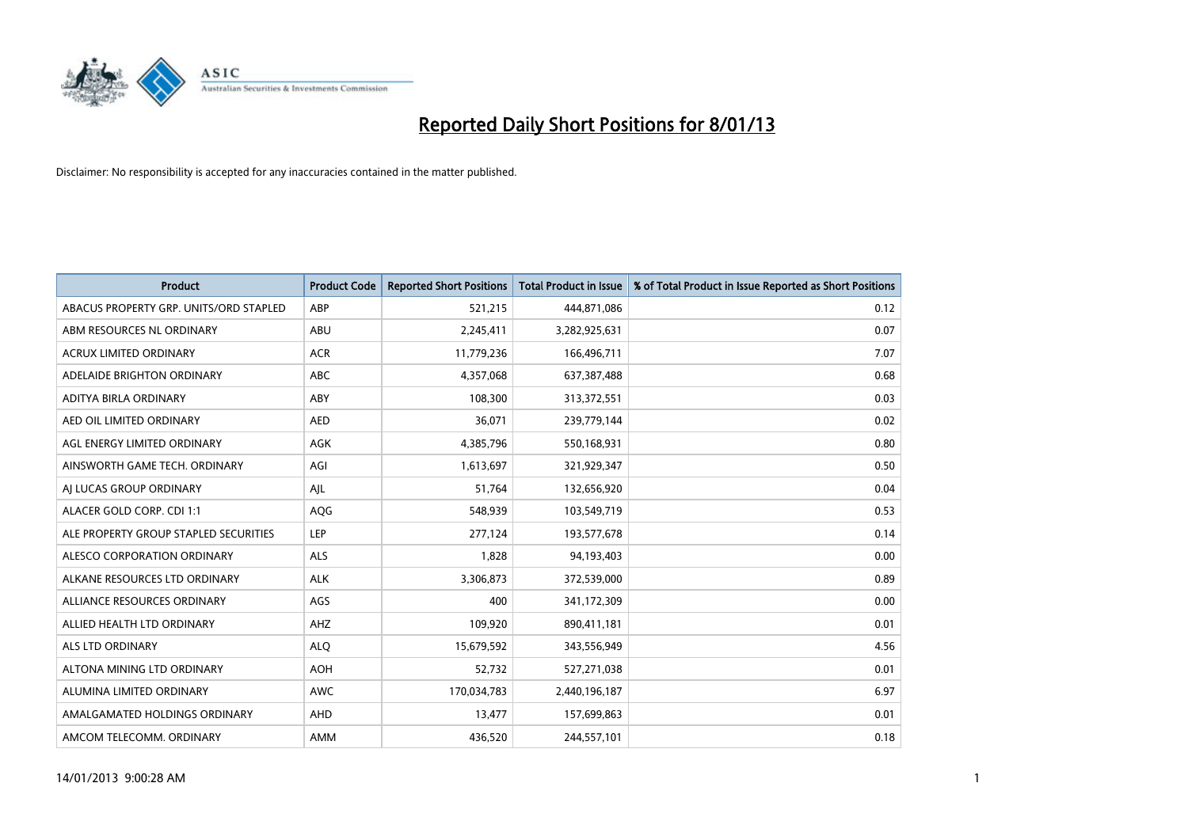# Reported Daily Short Positions for 8/01/13

Disclaimer: No responsibility is accepted for any inaccuracies contained in the matter published.

| Product | Product Code | Reported Short Positions | Total Product in Issue | % of Total Product in Issue Reported as Short Positions |
|---|---|---|---|---|
| ABACUS PROPERTY GRP. UNITS/ORD STAPLED | ABP | 521,215 | 444,871,086 | 0.12 |
| ABM RESOURCES NL ORDINARY | ABU | 2,245,411 | 3,282,925,631 | 0.07 |
| ACRUX LIMITED ORDINARY | ACR | 11,779,236 | 166,496,711 | 7.07 |
| ADELAIDE BRIGHTON ORDINARY | ABC | 4,357,068 | 637,387,488 | 0.68 |
| ADITYA BIRLA ORDINARY | ABY | 108,300 | 313,372,551 | 0.03 |
| AED OIL LIMITED ORDINARY | AED | 36,071 | 239,779,144 | 0.02 |
| AGL ENERGY LIMITED ORDINARY | AGK | 4,385,796 | 550,168,931 | 0.80 |
| AINSWORTH GAME TECH. ORDINARY | AGI | 1,613,697 | 321,929,347 | 0.50 |
| AJ LUCAS GROUP ORDINARY | AJL | 51,764 | 132,656,920 | 0.04 |
| ALACER GOLD CORP. CDI 1:1 | AQG | 548,939 | 103,549,719 | 0.53 |
| ALE PROPERTY GROUP STAPLED SECURITIES | LEP | 277,124 | 193,577,678 | 0.14 |
| ALESCO CORPORATION ORDINARY | ALS | 1,828 | 94,193,403 | 0.00 |
| ALKANE RESOURCES LTD ORDINARY | ALK | 3,306,873 | 372,539,000 | 0.89 |
| ALLIANCE RESOURCES ORDINARY | AGS | 400 | 341,172,309 | 0.00 |
| ALLIED HEALTH LTD ORDINARY | AHZ | 109,920 | 890,411,181 | 0.01 |
| ALS LTD ORDINARY | ALQ | 15,679,592 | 343,556,949 | 4.56 |
| ALTONA MINING LTD ORDINARY | AOH | 52,732 | 527,271,038 | 0.01 |
| ALUMINA LIMITED ORDINARY | AWC | 170,034,783 | 2,440,196,187 | 6.97 |
| AMALGAMATED HOLDINGS ORDINARY | AHD | 13,477 | 157,699,863 | 0.01 |
| AMCOM TELECOMM. ORDINARY | AMM | 436,520 | 244,557,101 | 0.18 |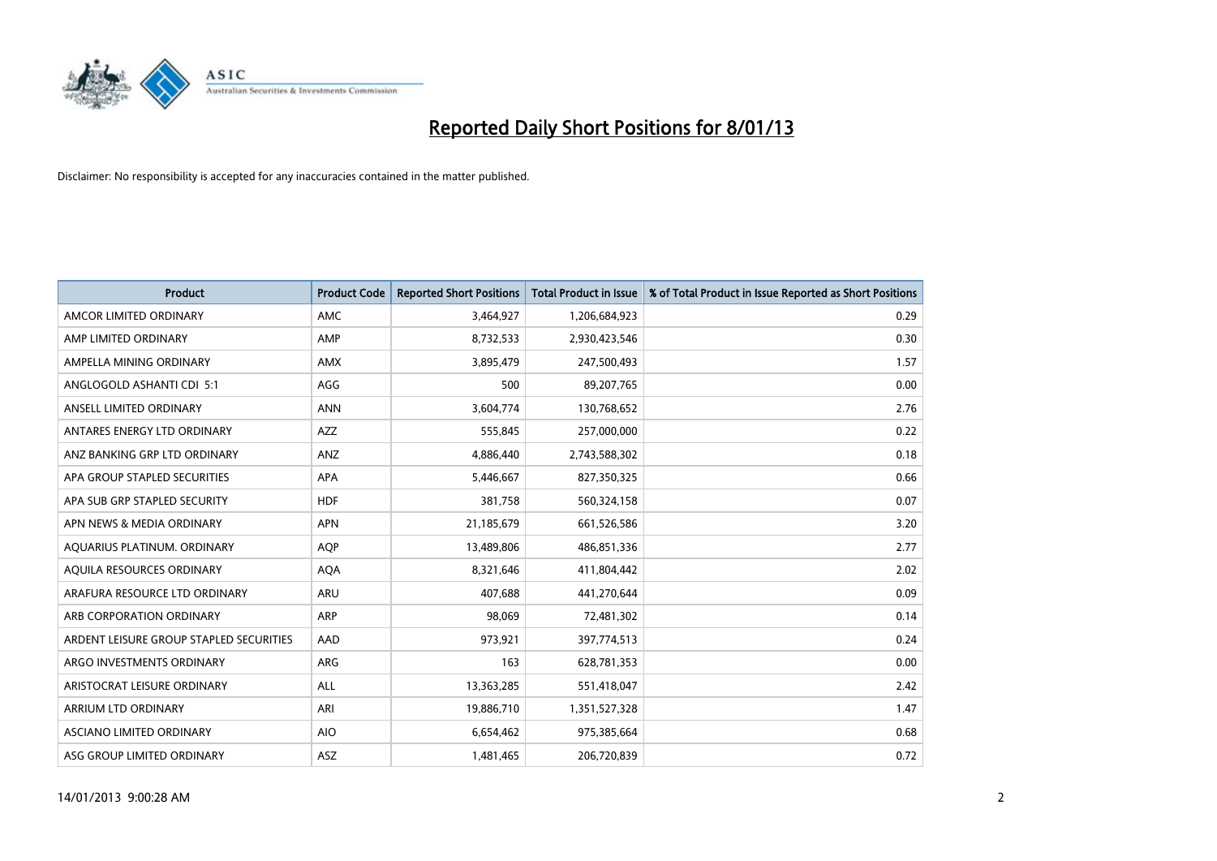# Reported Daily Short Positions for 8/01/13

Disclaimer: No responsibility is accepted for any inaccuracies contained in the matter published.

| Product | Product Code | Reported Short Positions | Total Product in Issue | % of Total Product in Issue Reported as Short Positions |
|---|---|---|---|---|
| AMCOR LIMITED ORDINARY | AMC | 3,464,927 | 1,206,684,923 | 0.29 |
| AMP LIMITED ORDINARY | AMP | 8,732,533 | 2,930,423,546 | 0.30 |
| AMPELLA MINING ORDINARY | AMX | 3,895,479 | 247,500,493 | 1.57 |
| ANGLOGOLD ASHANTI CDI 5:1 | AGG | 500 | 89,207,765 | 0.00 |
| ANSELL LIMITED ORDINARY | ANN | 3,604,774 | 130,768,652 | 2.76 |
| ANTARES ENERGY LTD ORDINARY | AZZ | 555,845 | 257,000,000 | 0.22 |
| ANZ BANKING GRP LTD ORDINARY | ANZ | 4,886,440 | 2,743,588,302 | 0.18 |
| APA GROUP STAPLED SECURITIES | APA | 5,446,667 | 827,350,325 | 0.66 |
| APA SUB GRP STAPLED SECURITY | HDF | 381,758 | 560,324,158 | 0.07 |
| APN NEWS & MEDIA ORDINARY | APN | 21,185,679 | 661,526,586 | 3.20 |
| AQUARIUS PLATINUM. ORDINARY | AQP | 13,489,806 | 486,851,336 | 2.77 |
| AQUILA RESOURCES ORDINARY | AQA | 8,321,646 | 411,804,442 | 2.02 |
| ARAFURA RESOURCE LTD ORDINARY | ARU | 407,688 | 441,270,644 | 0.09 |
| ARB CORPORATION ORDINARY | ARP | 98,069 | 72,481,302 | 0.14 |
| ARDENT LEISURE GROUP STAPLED SECURITIES | AAD | 973,921 | 397,774,513 | 0.24 |
| ARGO INVESTMENTS ORDINARY | ARG | 163 | 628,781,353 | 0.00 |
| ARISTOCRAT LEISURE ORDINARY | ALL | 13,363,285 | 551,418,047 | 2.42 |
| ARRIUM LTD ORDINARY | ARI | 19,886,710 | 1,351,527,328 | 1.47 |
| ASCIANO LIMITED ORDINARY | AIO | 6,654,462 | 975,385,664 | 0.68 |
| ASG GROUP LIMITED ORDINARY | ASZ | 1,481,465 | 206,720,839 | 0.72 |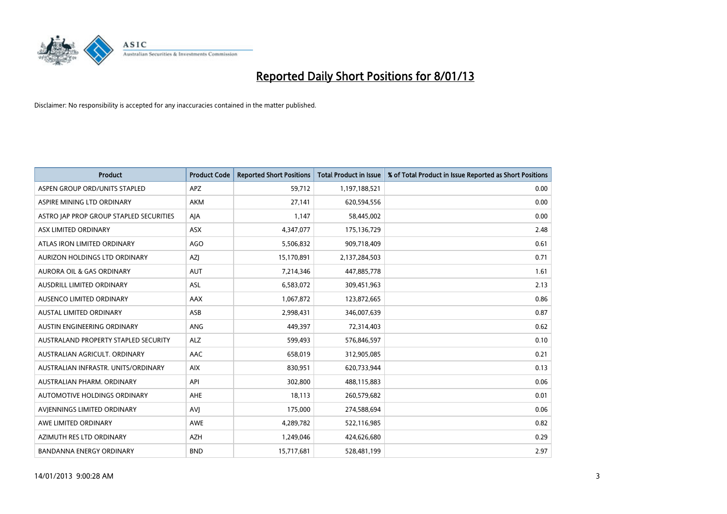# Reported Daily Short Positions for 8/01/13

Disclaimer: No responsibility is accepted for any inaccuracies contained in the matter published.

| Product | Product Code | Reported Short Positions | Total Product in Issue | % of Total Product in Issue Reported as Short Positions |
|---|---|---|---|---|
| ASPEN GROUP ORD/UNITS STAPLED | APZ | 59,712 | 1,197,188,521 | 0.00 |
| ASPIRE MINING LTD ORDINARY | AKM | 27,141 | 620,594,556 | 0.00 |
| ASTRO JAP PROP GROUP STAPLED SECURITIES | AJA | 1,147 | 58,445,002 | 0.00 |
| ASX LIMITED ORDINARY | ASX | 4,347,077 | 175,136,729 | 2.48 |
| ATLAS IRON LIMITED ORDINARY | AGO | 5,506,832 | 909,718,409 | 0.61 |
| AURIZON HOLDINGS LTD ORDINARY | AZJ | 15,170,891 | 2,137,284,503 | 0.71 |
| AURORA OIL & GAS ORDINARY | AUT | 7,214,346 | 447,885,778 | 1.61 |
| AUSDRILL LIMITED ORDINARY | ASL | 6,583,072 | 309,451,963 | 2.13 |
| AUSENCO LIMITED ORDINARY | AAX | 1,067,872 | 123,872,665 | 0.86 |
| AUSTAL LIMITED ORDINARY | ASB | 2,998,431 | 346,007,639 | 0.87 |
| AUSTIN ENGINEERING ORDINARY | ANG | 449,397 | 72,314,403 | 0.62 |
| AUSTRALAND PROPERTY STAPLED SECURITY | ALZ | 599,493 | 576,846,597 | 0.10 |
| AUSTRALIAN AGRICULT. ORDINARY | AAC | 658,019 | 312,905,085 | 0.21 |
| AUSTRALIAN INFRASTR. UNITS/ORDINARY | AIX | 830,951 | 620,733,944 | 0.13 |
| AUSTRALIAN PHARM. ORDINARY | API | 302,800 | 488,115,883 | 0.06 |
| AUTOMOTIVE HOLDINGS ORDINARY | AHE | 18,113 | 260,579,682 | 0.01 |
| AVJENNINGS LIMITED ORDINARY | AVJ | 175,000 | 274,588,694 | 0.06 |
| AWE LIMITED ORDINARY | AWE | 4,289,782 | 522,116,985 | 0.82 |
| AZIMUTH RES LTD ORDINARY | AZH | 1,249,046 | 424,626,680 | 0.29 |
| BANDANNA ENERGY ORDINARY | BND | 15,717,681 | 528,481,199 | 2.97 |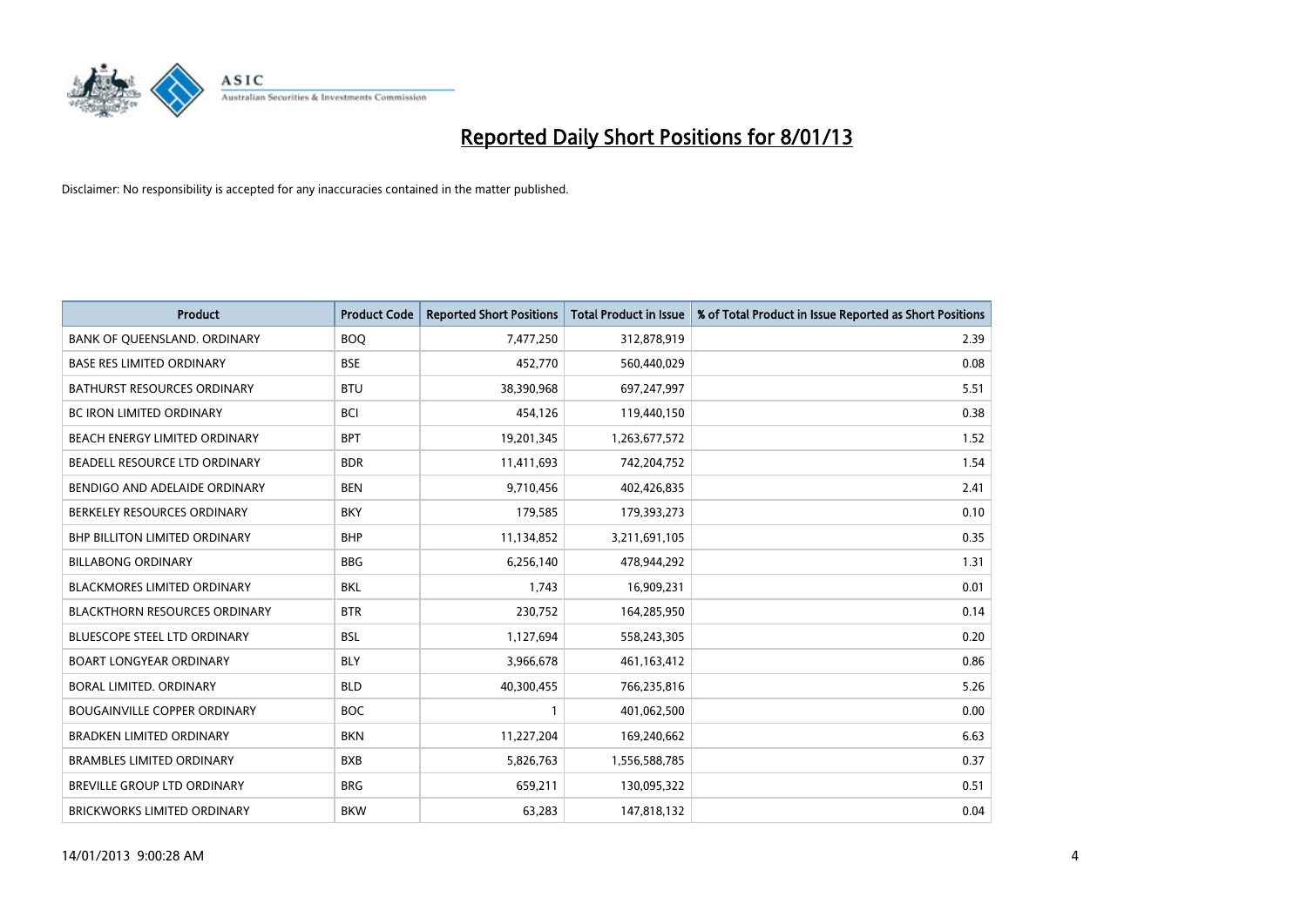# Reported Daily Short Positions for 8/01/13

Disclaimer: No responsibility is accepted for any inaccuracies contained in the matter published.

| Product | Product Code | Reported Short Positions | Total Product in Issue | % of Total Product in Issue Reported as Short Positions |
|---|---|---|---|---|
| BANK OF QUEENSLAND. ORDINARY | BOQ | 7,477,250 | 312,878,919 | 2.39 |
| BASE RES LIMITED ORDINARY | BSE | 452,770 | 560,440,029 | 0.08 |
| BATHURST RESOURCES ORDINARY | BTU | 38,390,968 | 697,247,997 | 5.51 |
| BC IRON LIMITED ORDINARY | BCI | 454,126 | 119,440,150 | 0.38 |
| BEACH ENERGY LIMITED ORDINARY | BPT | 19,201,345 | 1,263,677,572 | 1.52 |
| BEADELL RESOURCE LTD ORDINARY | BDR | 11,411,693 | 742,204,752 | 1.54 |
| BENDIGO AND ADELAIDE ORDINARY | BEN | 9,710,456 | 402,426,835 | 2.41 |
| BERKELEY RESOURCES ORDINARY | BKY | 179,585 | 179,393,273 | 0.10 |
| BHP BILLITON LIMITED ORDINARY | BHP | 11,134,852 | 3,211,691,105 | 0.35 |
| BILLABONG ORDINARY | BBG | 6,256,140 | 478,944,292 | 1.31 |
| BLACKMORES LIMITED ORDINARY | BKL | 1,743 | 16,909,231 | 0.01 |
| BLACKTHORN RESOURCES ORDINARY | BTR | 230,752 | 164,285,950 | 0.14 |
| BLUESCOPE STEEL LTD ORDINARY | BSL | 1,127,694 | 558,243,305 | 0.20 |
| BOART LONGYEAR ORDINARY | BLY | 3,966,678 | 461,163,412 | 0.86 |
| BORAL LIMITED. ORDINARY | BLD | 40,300,455 | 766,235,816 | 5.26 |
| BOUGAINVILLE COPPER ORDINARY | BOC | 1 | 401,062,500 | 0.00 |
| BRADKEN LIMITED ORDINARY | BKN | 11,227,204 | 169,240,662 | 6.63 |
| BRAMBLES LIMITED ORDINARY | BXB | 5,826,763 | 1,556,588,785 | 0.37 |
| BREVILLE GROUP LTD ORDINARY | BRG | 659,211 | 130,095,322 | 0.51 |
| BRICKWORKS LIMITED ORDINARY | BKW | 63,283 | 147,818,132 | 0.04 |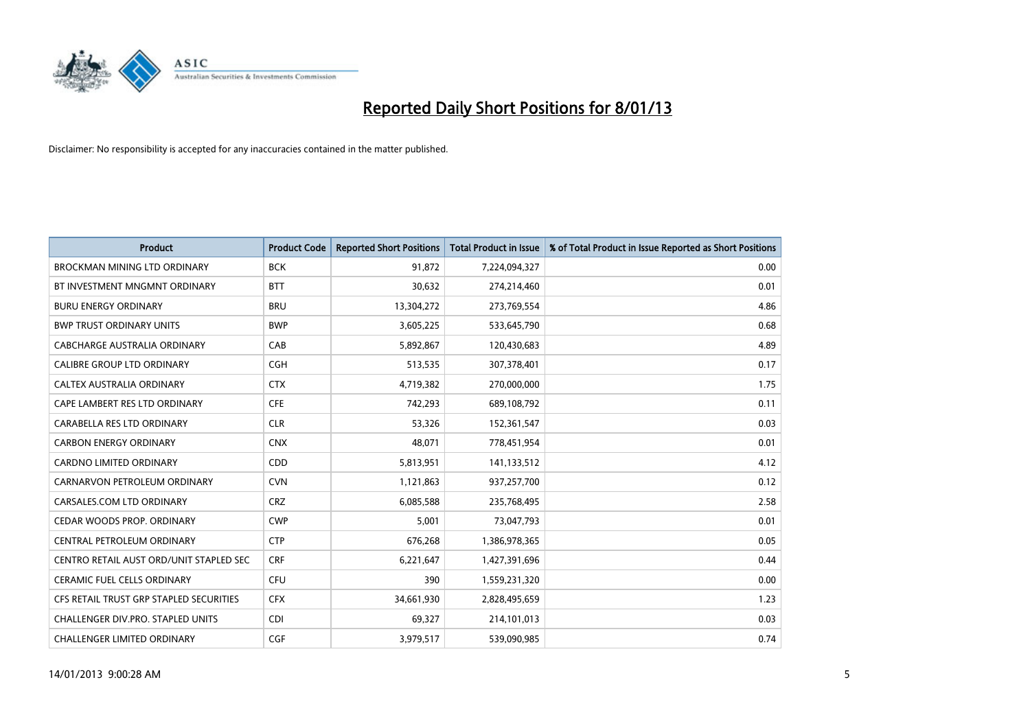# Reported Daily Short Positions for 8/01/13

Disclaimer: No responsibility is accepted for any inaccuracies contained in the matter published.

| Product | Product Code | Reported Short Positions | Total Product in Issue | % of Total Product in Issue Reported as Short Positions |
|---|---|---|---|---|
| BROCKMAN MINING LTD ORDINARY | BCK | 91,872 | 7,224,094,327 | 0.00 |
| BT INVESTMENT MNGMNT ORDINARY | BTT | 30,632 | 274,214,460 | 0.01 |
| BURU ENERGY ORDINARY | BRU | 13,304,272 | 273,769,554 | 4.86 |
| BWP TRUST ORDINARY UNITS | BWP | 3,605,225 | 533,645,790 | 0.68 |
| CABCHARGE AUSTRALIA ORDINARY | CAB | 5,892,867 | 120,430,683 | 4.89 |
| CALIBRE GROUP LTD ORDINARY | CGH | 513,535 | 307,378,401 | 0.17 |
| CALTEX AUSTRALIA ORDINARY | CTX | 4,719,382 | 270,000,000 | 1.75 |
| CAPE LAMBERT RES LTD ORDINARY | CFE | 742,293 | 689,108,792 | 0.11 |
| CARABELLA RES LTD ORDINARY | CLR | 53,326 | 152,361,547 | 0.03 |
| CARBON ENERGY ORDINARY | CNX | 48,071 | 778,451,954 | 0.01 |
| CARDNO LIMITED ORDINARY | CDD | 5,813,951 | 141,133,512 | 4.12 |
| CARNARVON PETROLEUM ORDINARY | CVN | 1,121,863 | 937,257,700 | 0.12 |
| CARSALES.COM LTD ORDINARY | CRZ | 6,085,588 | 235,768,495 | 2.58 |
| CEDAR WOODS PROP. ORDINARY | CWP | 5,001 | 73,047,793 | 0.01 |
| CENTRAL PETROLEUM ORDINARY | CTP | 676,268 | 1,386,978,365 | 0.05 |
| CENTRO RETAIL AUST ORD/UNIT STAPLED SEC | CRF | 6,221,647 | 1,427,391,696 | 0.44 |
| CERAMIC FUEL CELLS ORDINARY | CFU | 390 | 1,559,231,320 | 0.00 |
| CFS RETAIL TRUST GRP STAPLED SECURITIES | CFX | 34,661,930 | 2,828,495,659 | 1.23 |
| CHALLENGER DIV.PRO. STAPLED UNITS | CDI | 69,327 | 214,101,013 | 0.03 |
| CHALLENGER LIMITED ORDINARY | CGF | 3,979,517 | 539,090,985 | 0.74 |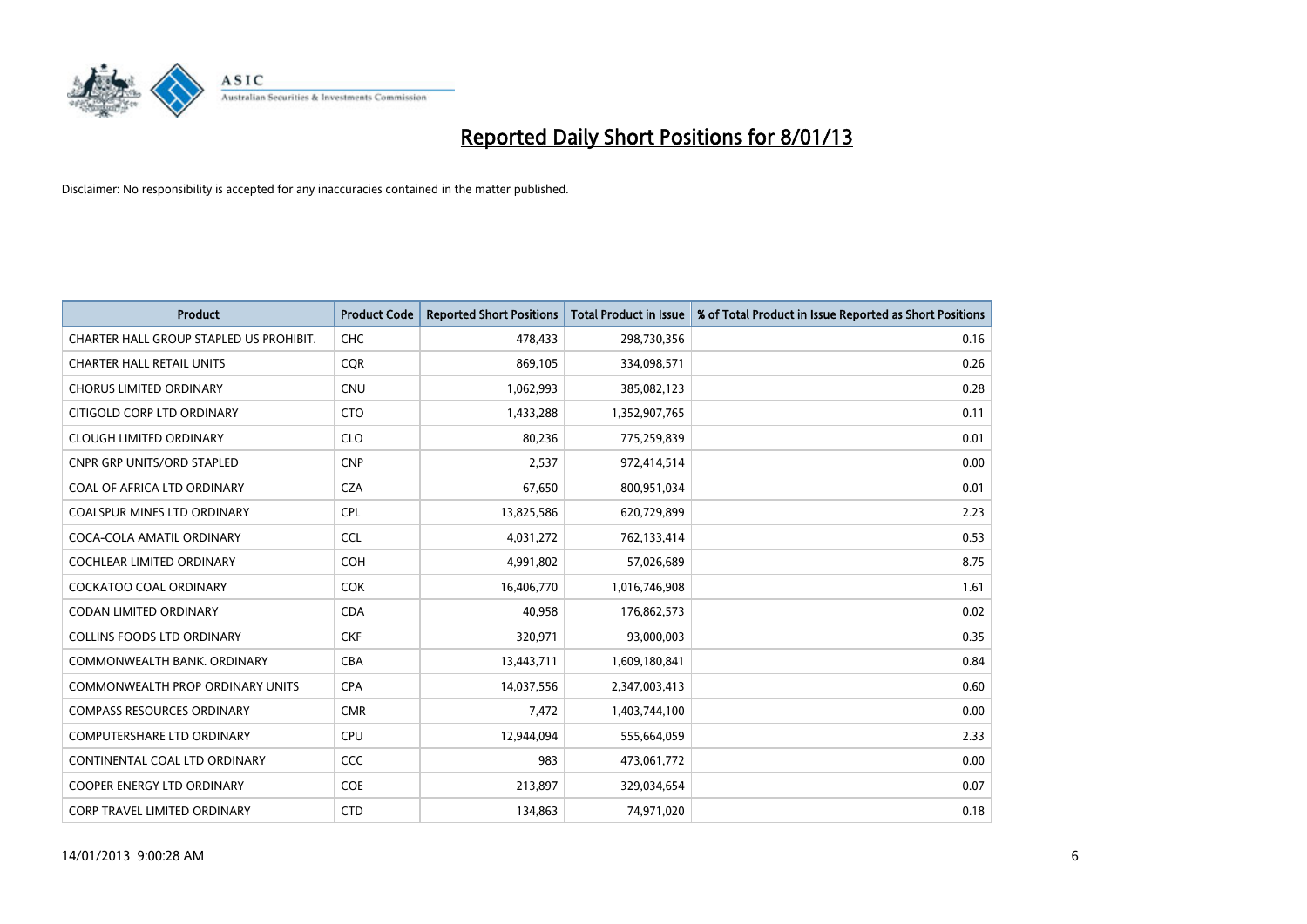# Reported Daily Short Positions for 8/01/13

Disclaimer: No responsibility is accepted for any inaccuracies contained in the matter published.

| Product | Product Code | Reported Short Positions | Total Product in Issue | % of Total Product in Issue Reported as Short Positions |
|---|---|---|---|---|
| CHARTER HALL GROUP STAPLED US PROHIBIT. | CHC | 478,433 | 298,730,356 | 0.16 |
| CHARTER HALL RETAIL UNITS | CQR | 869,105 | 334,098,571 | 0.26 |
| CHORUS LIMITED ORDINARY | CNU | 1,062,993 | 385,082,123 | 0.28 |
| CITIGOLD CORP LTD ORDINARY | CTO | 1,433,288 | 1,352,907,765 | 0.11 |
| CLOUGH LIMITED ORDINARY | CLO | 80,236 | 775,259,839 | 0.01 |
| CNPR GRP UNITS/ORD STAPLED | CNP | 2,537 | 972,414,514 | 0.00 |
| COAL OF AFRICA LTD ORDINARY | CZA | 67,650 | 800,951,034 | 0.01 |
| COALSPUR MINES LTD ORDINARY | CPL | 13,825,586 | 620,729,899 | 2.23 |
| COCA-COLA AMATIL ORDINARY | CCL | 4,031,272 | 762,133,414 | 0.53 |
| COCHLEAR LIMITED ORDINARY | COH | 4,991,802 | 57,026,689 | 8.75 |
| COCKATOO COAL ORDINARY | COK | 16,406,770 | 1,016,746,908 | 1.61 |
| CODAN LIMITED ORDINARY | CDA | 40,958 | 176,862,573 | 0.02 |
| COLLINS FOODS LTD ORDINARY | CKF | 320,971 | 93,000,003 | 0.35 |
| COMMONWEALTH BANK. ORDINARY | CBA | 13,443,711 | 1,609,180,841 | 0.84 |
| COMMONWEALTH PROP ORDINARY UNITS | CPA | 14,037,556 | 2,347,003,413 | 0.60 |
| COMPASS RESOURCES ORDINARY | CMR | 7,472 | 1,403,744,100 | 0.00 |
| COMPUTERSHARE LTD ORDINARY | CPU | 12,944,094 | 555,664,059 | 2.33 |
| CONTINENTAL COAL LTD ORDINARY | CCC | 983 | 473,061,772 | 0.00 |
| COOPER ENERGY LTD ORDINARY | COE | 213,897 | 329,034,654 | 0.07 |
| CORP TRAVEL LIMITED ORDINARY | CTD | 134,863 | 74,971,020 | 0.18 |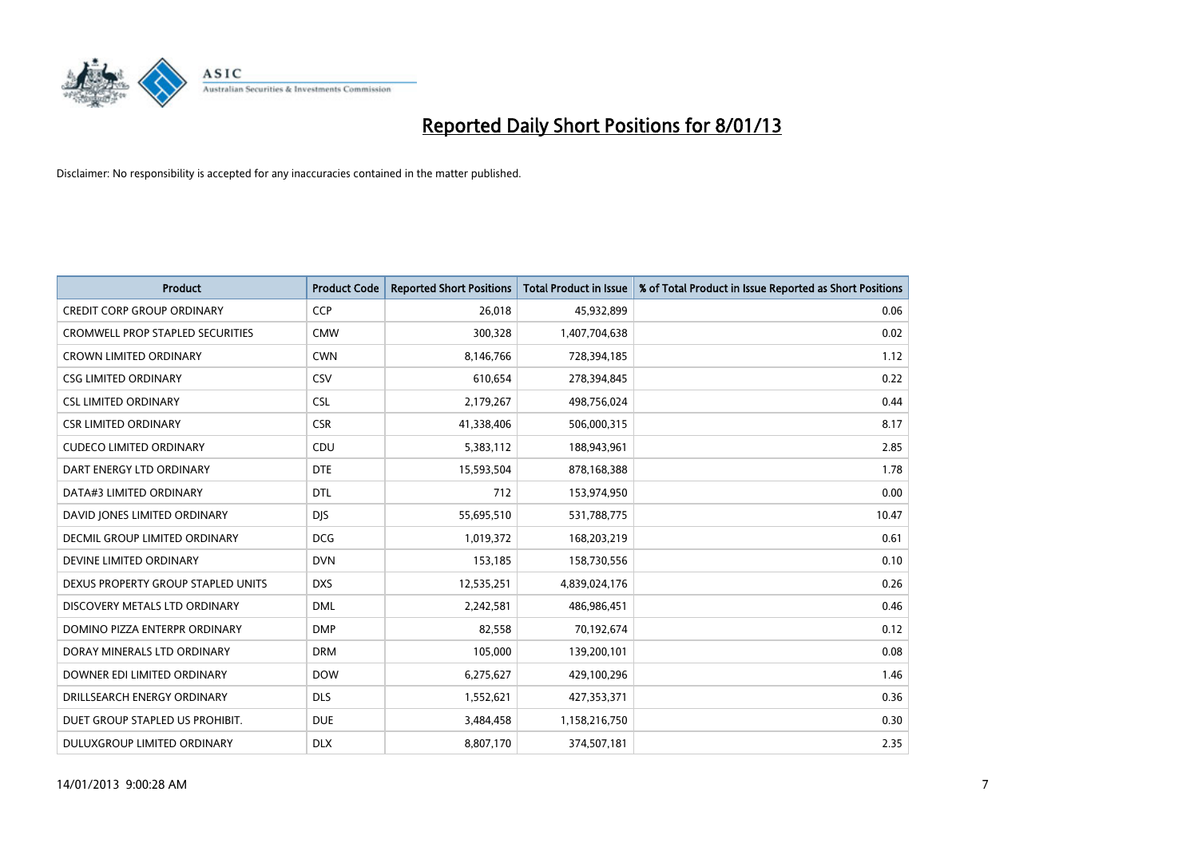# Reported Daily Short Positions for 8/01/13

Disclaimer: No responsibility is accepted for any inaccuracies contained in the matter published.

| Product | Product Code | Reported Short Positions | Total Product in Issue | % of Total Product in Issue Reported as Short Positions |
|---|---|---|---|---|
| CREDIT CORP GROUP ORDINARY | CCP | 26,018 | 45,932,899 | 0.06 |
| CROMWELL PROP STAPLED SECURITIES | CMW | 300,328 | 1,407,704,638 | 0.02 |
| CROWN LIMITED ORDINARY | CWN | 8,146,766 | 728,394,185 | 1.12 |
| CSG LIMITED ORDINARY | CSV | 610,654 | 278,394,845 | 0.22 |
| CSL LIMITED ORDINARY | CSL | 2,179,267 | 498,756,024 | 0.44 |
| CSR LIMITED ORDINARY | CSR | 41,338,406 | 506,000,315 | 8.17 |
| CUDECO LIMITED ORDINARY | CDU | 5,383,112 | 188,943,961 | 2.85 |
| DART ENERGY LTD ORDINARY | DTE | 15,593,504 | 878,168,388 | 1.78 |
| DATA#3 LIMITED ORDINARY | DTL | 712 | 153,974,950 | 0.00 |
| DAVID JONES LIMITED ORDINARY | DJS | 55,695,510 | 531,788,775 | 10.47 |
| DECMIL GROUP LIMITED ORDINARY | DCG | 1,019,372 | 168,203,219 | 0.61 |
| DEVINE LIMITED ORDINARY | DVN | 153,185 | 158,730,556 | 0.10 |
| DEXUS PROPERTY GROUP STAPLED UNITS | DXS | 12,535,251 | 4,839,024,176 | 0.26 |
| DISCOVERY METALS LTD ORDINARY | DML | 2,242,581 | 486,986,451 | 0.46 |
| DOMINO PIZZA ENTERPR ORDINARY | DMP | 82,558 | 70,192,674 | 0.12 |
| DORAY MINERALS LTD ORDINARY | DRM | 105,000 | 139,200,101 | 0.08 |
| DOWNER EDI LIMITED ORDINARY | DOW | 6,275,627 | 429,100,296 | 1.46 |
| DRILLSEARCH ENERGY ORDINARY | DLS | 1,552,621 | 427,353,371 | 0.36 |
| DUET GROUP STAPLED US PROHIBIT. | DUE | 3,484,458 | 1,158,216,750 | 0.30 |
| DULUXGROUP LIMITED ORDINARY | DLX | 8,807,170 | 374,507,181 | 2.35 |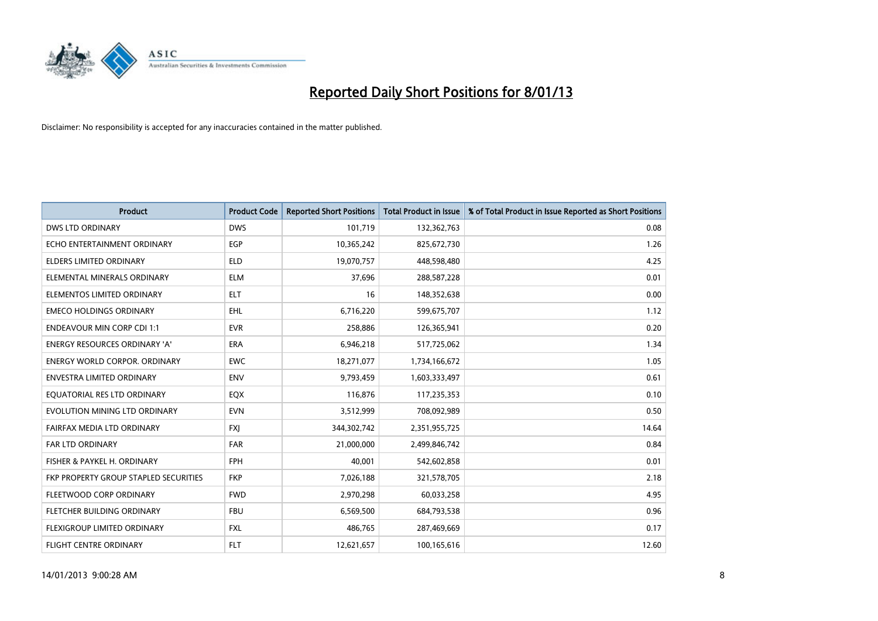# Reported Daily Short Positions for 8/01/13

Disclaimer: No responsibility is accepted for any inaccuracies contained in the matter published.

| Product | Product Code | Reported Short Positions | Total Product in Issue | % of Total Product in Issue Reported as Short Positions |
|---|---|---|---|---|
| DWS LTD ORDINARY | DWS | 101,719 | 132,362,763 | 0.08 |
| ECHO ENTERTAINMENT ORDINARY | EGP | 10,365,242 | 825,672,730 | 1.26 |
| ELDERS LIMITED ORDINARY | ELD | 19,070,757 | 448,598,480 | 4.25 |
| ELEMENTAL MINERALS ORDINARY | ELM | 37,696 | 288,587,228 | 0.01 |
| ELEMENTOS LIMITED ORDINARY | ELT | 16 | 148,352,638 | 0.00 |
| EMECO HOLDINGS ORDINARY | EHL | 6,716,220 | 599,675,707 | 1.12 |
| ENDEAVOUR MIN CORP CDI 1:1 | EVR | 258,886 | 126,365,941 | 0.20 |
| ENERGY RESOURCES ORDINARY 'A' | ERA | 6,946,218 | 517,725,062 | 1.34 |
| ENERGY WORLD CORPOR. ORDINARY | EWC | 18,271,077 | 1,734,166,672 | 1.05 |
| ENVESTRA LIMITED ORDINARY | ENV | 9,793,459 | 1,603,333,497 | 0.61 |
| EQUATORIAL RES LTD ORDINARY | EQX | 116,876 | 117,235,353 | 0.10 |
| EVOLUTION MINING LTD ORDINARY | EVN | 3,512,999 | 708,092,989 | 0.50 |
| FAIRFAX MEDIA LTD ORDINARY | FXJ | 344,302,742 | 2,351,955,725 | 14.64 |
| FAR LTD ORDINARY | FAR | 21,000,000 | 2,499,846,742 | 0.84 |
| FISHER & PAYKEL H. ORDINARY | FPH | 40,001 | 542,602,858 | 0.01 |
| FKP PROPERTY GROUP STAPLED SECURITIES | FKP | 7,026,188 | 321,578,705 | 2.18 |
| FLEETWOOD CORP ORDINARY | FWD | 2,970,298 | 60,033,258 | 4.95 |
| FLETCHER BUILDING ORDINARY | FBU | 6,569,500 | 684,793,538 | 0.96 |
| FLEXIGROUP LIMITED ORDINARY | FXL | 486,765 | 287,469,669 | 0.17 |
| FLIGHT CENTRE ORDINARY | FLT | 12,621,657 | 100,165,616 | 12.60 |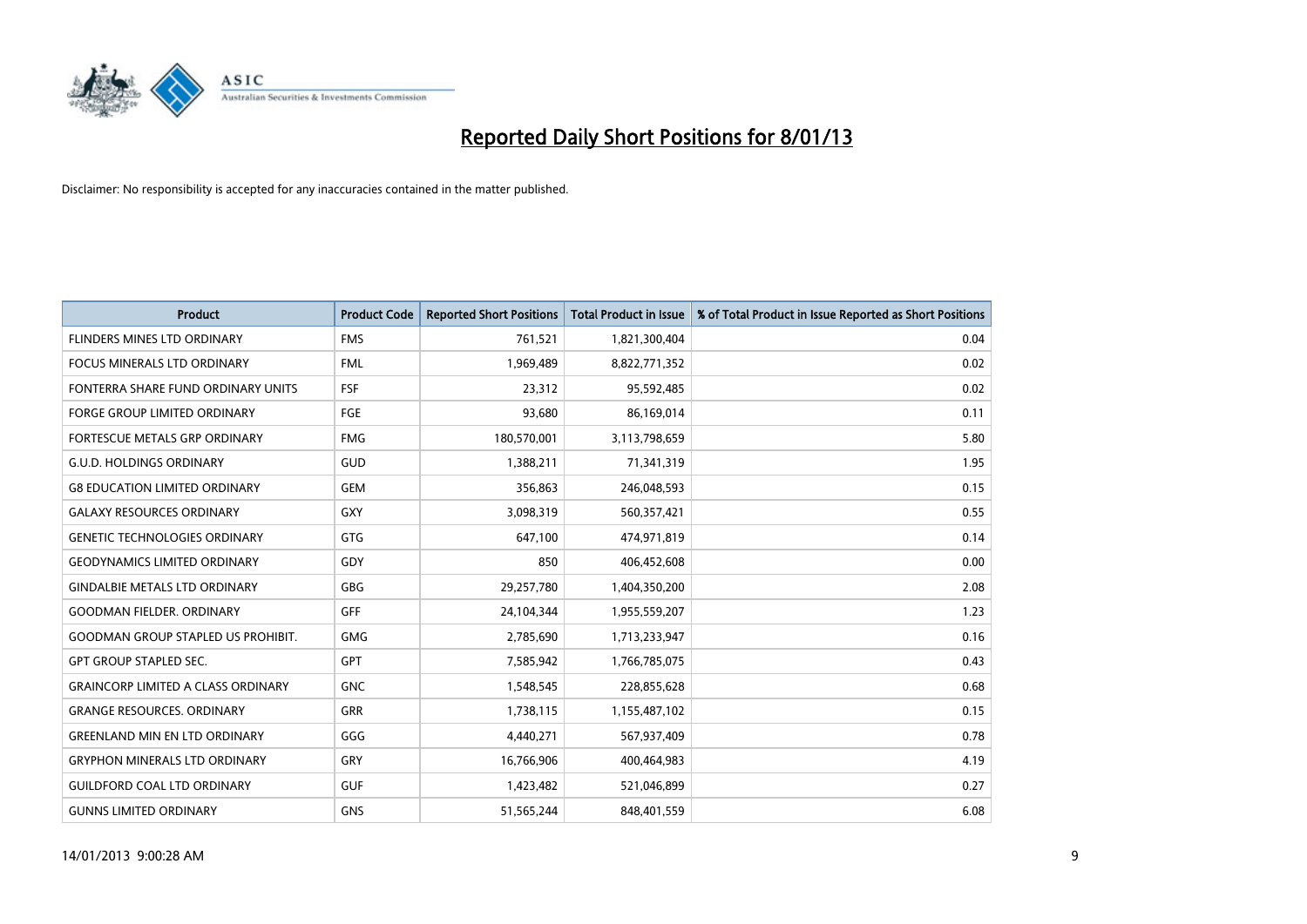# Reported Daily Short Positions for 8/01/13

Disclaimer: No responsibility is accepted for any inaccuracies contained in the matter published.

| Product | Product Code | Reported Short Positions | Total Product in Issue | % of Total Product in Issue Reported as Short Positions |
|---|---|---|---|---|
| FLINDERS MINES LTD ORDINARY | FMS | 761,521 | 1,821,300,404 | 0.04 |
| FOCUS MINERALS LTD ORDINARY | FML | 1,969,489 | 8,822,771,352 | 0.02 |
| FONTERRA SHARE FUND ORDINARY UNITS | FSF | 23,312 | 95,592,485 | 0.02 |
| FORGE GROUP LIMITED ORDINARY | FGE | 93,680 | 86,169,014 | 0.11 |
| FORTESCUE METALS GRP ORDINARY | FMG | 180,570,001 | 3,113,798,659 | 5.80 |
| G.U.D. HOLDINGS ORDINARY | GUD | 1,388,211 | 71,341,319 | 1.95 |
| G8 EDUCATION LIMITED ORDINARY | GEM | 356,863 | 246,048,593 | 0.15 |
| GALAXY RESOURCES ORDINARY | GXY | 3,098,319 | 560,357,421 | 0.55 |
| GENETIC TECHNOLOGIES ORDINARY | GTG | 647,100 | 474,971,819 | 0.14 |
| GEODYNAMICS LIMITED ORDINARY | GDY | 850 | 406,452,608 | 0.00 |
| GINDALBIE METALS LTD ORDINARY | GBG | 29,257,780 | 1,404,350,200 | 2.08 |
| GOODMAN FIELDER. ORDINARY | GFF | 24,104,344 | 1,955,559,207 | 1.23 |
| GOODMAN GROUP STAPLED US PROHIBIT. | GMG | 2,785,690 | 1,713,233,947 | 0.16 |
| GPT GROUP STAPLED SEC. | GPT | 7,585,942 | 1,766,785,075 | 0.43 |
| GRAINCORP LIMITED A CLASS ORDINARY | GNC | 1,548,545 | 228,855,628 | 0.68 |
| GRANGE RESOURCES. ORDINARY | GRR | 1,738,115 | 1,155,487,102 | 0.15 |
| GREENLAND MIN EN LTD ORDINARY | GGG | 4,440,271 | 567,937,409 | 0.78 |
| GRYPHON MINERALS LTD ORDINARY | GRY | 16,766,906 | 400,464,983 | 4.19 |
| GUILDFORD COAL LTD ORDINARY | GUF | 1,423,482 | 521,046,899 | 0.27 |
| GUNNS LIMITED ORDINARY | GNS | 51,565,244 | 848,401,559 | 6.08 |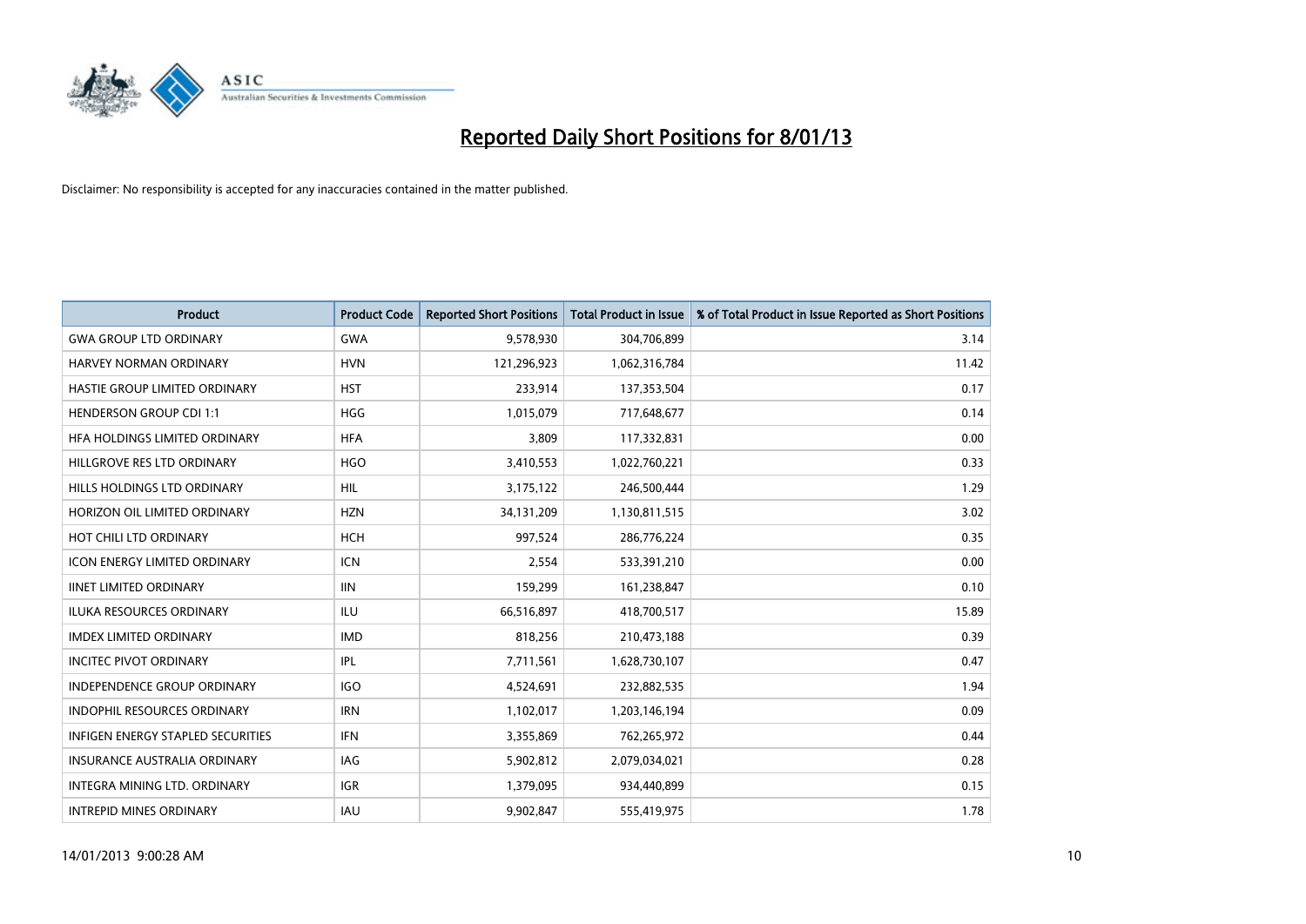# Reported Daily Short Positions for 8/01/13

Disclaimer: No responsibility is accepted for any inaccuracies contained in the matter published.

| Product | Product Code | Reported Short Positions | Total Product in Issue | % of Total Product in Issue Reported as Short Positions |
|---|---|---|---|---|
| GWA GROUP LTD ORDINARY | GWA | 9,578,930 | 304,706,899 | 3.14 |
| HARVEY NORMAN ORDINARY | HVN | 121,296,923 | 1,062,316,784 | 11.42 |
| HASTIE GROUP LIMITED ORDINARY | HST | 233,914 | 137,353,504 | 0.17 |
| HENDERSON GROUP CDI 1:1 | HGG | 1,015,079 | 717,648,677 | 0.14 |
| HFA HOLDINGS LIMITED ORDINARY | HFA | 3,809 | 117,332,831 | 0.00 |
| HILLGROVE RES LTD ORDINARY | HGO | 3,410,553 | 1,022,760,221 | 0.33 |
| HILLS HOLDINGS LTD ORDINARY | HIL | 3,175,122 | 246,500,444 | 1.29 |
| HORIZON OIL LIMITED ORDINARY | HZN | 34,131,209 | 1,130,811,515 | 3.02 |
| HOT CHILI LTD ORDINARY | HCH | 997,524 | 286,776,224 | 0.35 |
| ICON ENERGY LIMITED ORDINARY | ICN | 2,554 | 533,391,210 | 0.00 |
| IINET LIMITED ORDINARY | IIN | 159,299 | 161,238,847 | 0.10 |
| ILUKA RESOURCES ORDINARY | ILU | 66,516,897 | 418,700,517 | 15.89 |
| IMDEX LIMITED ORDINARY | IMD | 818,256 | 210,473,188 | 0.39 |
| INCITEC PIVOT ORDINARY | IPL | 7,711,561 | 1,628,730,107 | 0.47 |
| INDEPENDENCE GROUP ORDINARY | IGO | 4,524,691 | 232,882,535 | 1.94 |
| INDOPHIL RESOURCES ORDINARY | IRN | 1,102,017 | 1,203,146,194 | 0.09 |
| INFIGEN ENERGY STAPLED SECURITIES | IFN | 3,355,869 | 762,265,972 | 0.44 |
| INSURANCE AUSTRALIA ORDINARY | IAG | 5,902,812 | 2,079,034,021 | 0.28 |
| INTEGRA MINING LTD. ORDINARY | IGR | 1,379,095 | 934,440,899 | 0.15 |
| INTREPID MINES ORDINARY | IAU | 9,902,847 | 555,419,975 | 1.78 |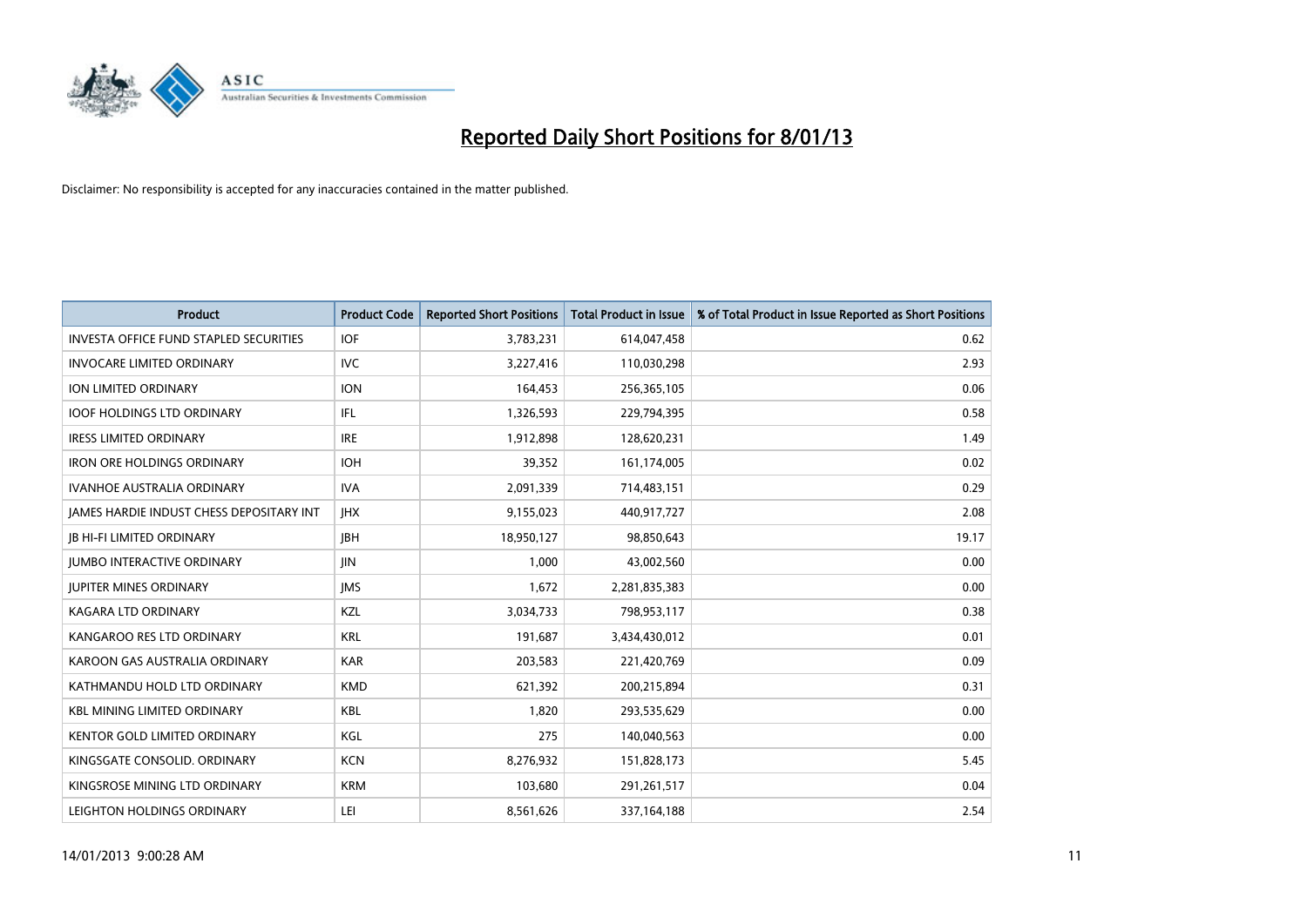# Reported Daily Short Positions for 8/01/13

Disclaimer: No responsibility is accepted for any inaccuracies contained in the matter published.

| Product | Product Code | Reported Short Positions | Total Product in Issue | % of Total Product in Issue Reported as Short Positions |
|---|---|---|---|---|
| INVESTA OFFICE FUND STAPLED SECURITIES | IOF | 3,783,231 | 614,047,458 | 0.62 |
| INVOCARE LIMITED ORDINARY | IVC | 3,227,416 | 110,030,298 | 2.93 |
| ION LIMITED ORDINARY | ION | 164,453 | 256,365,105 | 0.06 |
| IOOF HOLDINGS LTD ORDINARY | IFL | 1,326,593 | 229,794,395 | 0.58 |
| IRESS LIMITED ORDINARY | IRE | 1,912,898 | 128,620,231 | 1.49 |
| IRON ORE HOLDINGS ORDINARY | IOH | 39,352 | 161,174,005 | 0.02 |
| IVANHOE AUSTRALIA ORDINARY | IVA | 2,091,339 | 714,483,151 | 0.29 |
| JAMES HARDIE INDUST CHESS DEPOSITARY INT | JHX | 9,155,023 | 440,917,727 | 2.08 |
| JB HI-FI LIMITED ORDINARY | JBH | 18,950,127 | 98,850,643 | 19.17 |
| JUMBO INTERACTIVE ORDINARY | JIN | 1,000 | 43,002,560 | 0.00 |
| JUPITER MINES ORDINARY | JMS | 1,672 | 2,281,835,383 | 0.00 |
| KAGARA LTD ORDINARY | KZL | 3,034,733 | 798,953,117 | 0.38 |
| KANGAROO RES LTD ORDINARY | KRL | 191,687 | 3,434,430,012 | 0.01 |
| KAROON GAS AUSTRALIA ORDINARY | KAR | 203,583 | 221,420,769 | 0.09 |
| KATHMANDU HOLD LTD ORDINARY | KMD | 621,392 | 200,215,894 | 0.31 |
| KBL MINING LIMITED ORDINARY | KBL | 1,820 | 293,535,629 | 0.00 |
| KENTOR GOLD LIMITED ORDINARY | KGL | 275 | 140,040,563 | 0.00 |
| KINGSGATE CONSOLID. ORDINARY | KCN | 8,276,932 | 151,828,173 | 5.45 |
| KINGSROSE MINING LTD ORDINARY | KRM | 103,680 | 291,261,517 | 0.04 |
| LEIGHTON HOLDINGS ORDINARY | LEI | 8,561,626 | 337,164,188 | 2.54 |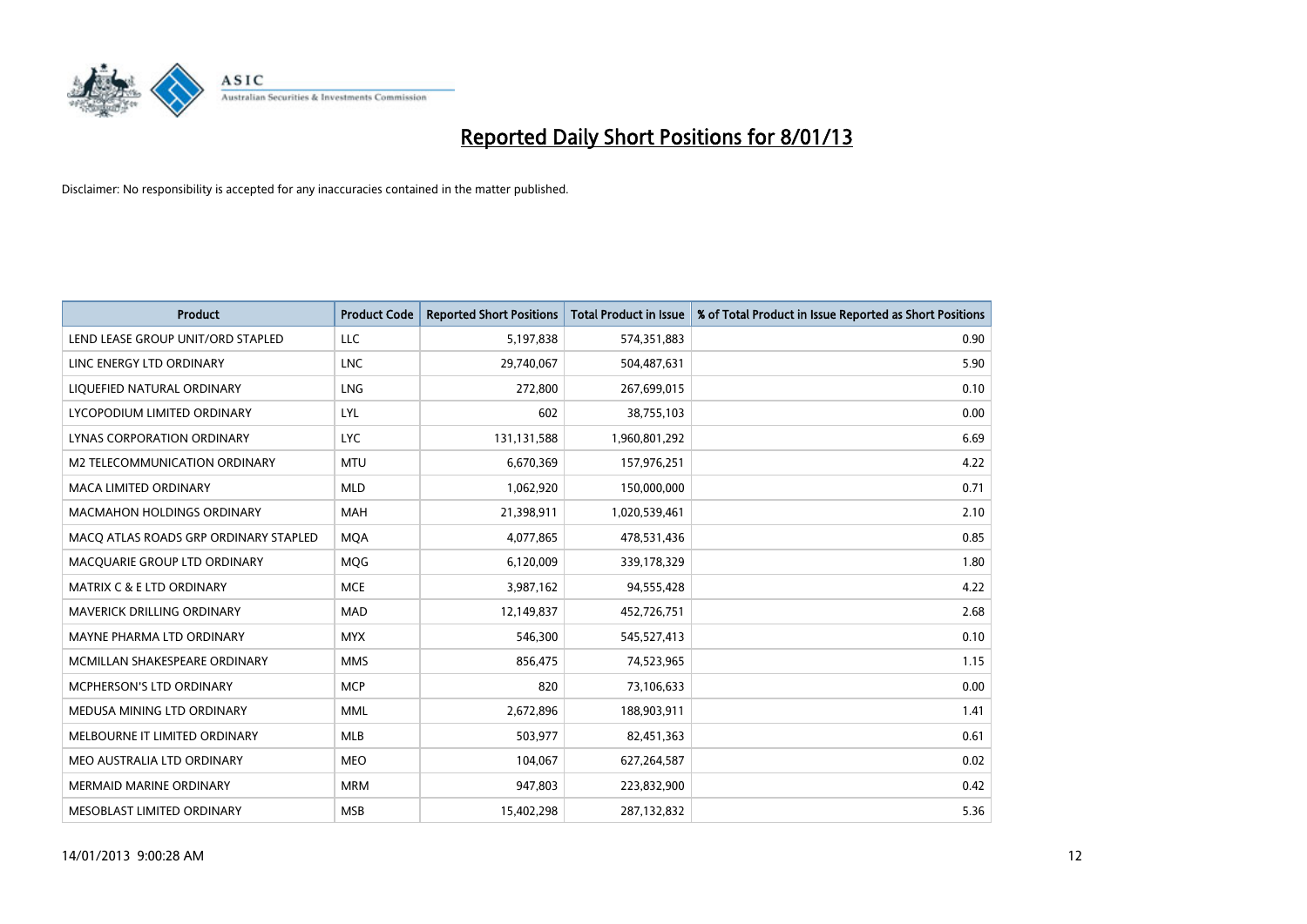# Reported Daily Short Positions for 8/01/13

Disclaimer: No responsibility is accepted for any inaccuracies contained in the matter published.

| Product | Product Code | Reported Short Positions | Total Product in Issue | % of Total Product in Issue Reported as Short Positions |
|---|---|---|---|---|
| LEND LEASE GROUP UNIT/ORD STAPLED | LLC | 5,197,838 | 574,351,883 | 0.90 |
| LINC ENERGY LTD ORDINARY | LNC | 29,740,067 | 504,487,631 | 5.90 |
| LIQUEFIED NATURAL ORDINARY | LNG | 272,800 | 267,699,015 | 0.10 |
| LYCOPODIUM LIMITED ORDINARY | LYL | 602 | 38,755,103 | 0.00 |
| LYNAS CORPORATION ORDINARY | LYC | 131,131,588 | 1,960,801,292 | 6.69 |
| M2 TELECOMMUNICATION ORDINARY | MTU | 6,670,369 | 157,976,251 | 4.22 |
| MACA LIMITED ORDINARY | MLD | 1,062,920 | 150,000,000 | 0.71 |
| MACMAHON HOLDINGS ORDINARY | MAH | 21,398,911 | 1,020,539,461 | 2.10 |
| MACQ ATLAS ROADS GRP ORDINARY STAPLED | MQA | 4,077,865 | 478,531,436 | 0.85 |
| MACQUARIE GROUP LTD ORDINARY | MQG | 6,120,009 | 339,178,329 | 1.80 |
| MATRIX C & E LTD ORDINARY | MCE | 3,987,162 | 94,555,428 | 4.22 |
| MAVERICK DRILLING ORDINARY | MAD | 12,149,837 | 452,726,751 | 2.68 |
| MAYNE PHARMA LTD ORDINARY | MYX | 546,300 | 545,527,413 | 0.10 |
| MCMILLAN SHAKESPEARE ORDINARY | MMS | 856,475 | 74,523,965 | 1.15 |
| MCPHERSON'S LTD ORDINARY | MCP | 820 | 73,106,633 | 0.00 |
| MEDUSA MINING LTD ORDINARY | MML | 2,672,896 | 188,903,911 | 1.41 |
| MELBOURNE IT LIMITED ORDINARY | MLB | 503,977 | 82,451,363 | 0.61 |
| MEO AUSTRALIA LTD ORDINARY | MEO | 104,067 | 627,264,587 | 0.02 |
| MERMAID MARINE ORDINARY | MRM | 947,803 | 223,832,900 | 0.42 |
| MESOBLAST LIMITED ORDINARY | MSB | 15,402,298 | 287,132,832 | 5.36 |

14/01/2013 9:00:28 AM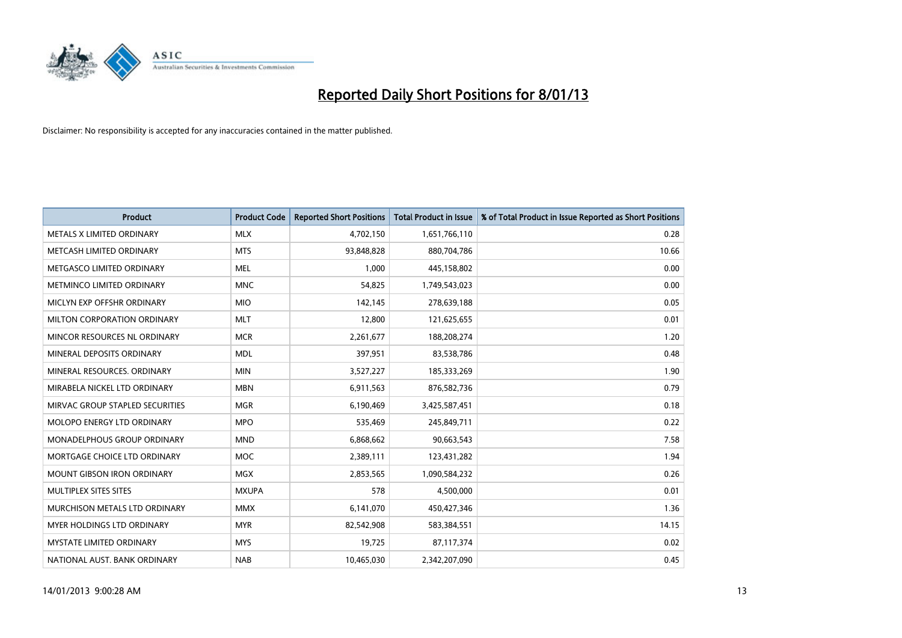# Reported Daily Short Positions for 8/01/13

Disclaimer: No responsibility is accepted for any inaccuracies contained in the matter published.

| Product | Product Code | Reported Short Positions | Total Product in Issue | % of Total Product in Issue Reported as Short Positions |
|---|---|---|---|---|
| METALS X LIMITED ORDINARY | MLX | 4,702,150 | 1,651,766,110 | 0.28 |
| METCASH LIMITED ORDINARY | MTS | 93,848,828 | 880,704,786 | 10.66 |
| METGASCO LIMITED ORDINARY | MEL | 1,000 | 445,158,802 | 0.00 |
| METMINCO LIMITED ORDINARY | MNC | 54,825 | 1,749,543,023 | 0.00 |
| MICLYN EXP OFFSHR ORDINARY | MIO | 142,145 | 278,639,188 | 0.05 |
| MILTON CORPORATION ORDINARY | MLT | 12,800 | 121,625,655 | 0.01 |
| MINCOR RESOURCES NL ORDINARY | MCR | 2,261,677 | 188,208,274 | 1.20 |
| MINERAL DEPOSITS ORDINARY | MDL | 397,951 | 83,538,786 | 0.48 |
| MINERAL RESOURCES. ORDINARY | MIN | 3,527,227 | 185,333,269 | 1.90 |
| MIRABELA NICKEL LTD ORDINARY | MBN | 6,911,563 | 876,582,736 | 0.79 |
| MIRVAC GROUP STAPLED SECURITIES | MGR | 6,190,469 | 3,425,587,451 | 0.18 |
| MOLOPO ENERGY LTD ORDINARY | MPO | 535,469 | 245,849,711 | 0.22 |
| MONADELPHOUS GROUP ORDINARY | MND | 6,868,662 | 90,663,543 | 7.58 |
| MORTGAGE CHOICE LTD ORDINARY | MOC | 2,389,111 | 123,431,282 | 1.94 |
| MOUNT GIBSON IRON ORDINARY | MGX | 2,853,565 | 1,090,584,232 | 0.26 |
| MULTIPLEX SITES SITES | MXUPA | 578 | 4,500,000 | 0.01 |
| MURCHISON METALS LTD ORDINARY | MMX | 6,141,070 | 450,427,346 | 1.36 |
| MYER HOLDINGS LTD ORDINARY | MYR | 82,542,908 | 583,384,551 | 14.15 |
| MYSTATE LIMITED ORDINARY | MYS | 19,725 | 87,117,374 | 0.02 |
| NATIONAL AUST. BANK ORDINARY | NAB | 10,465,030 | 2,342,207,090 | 0.45 |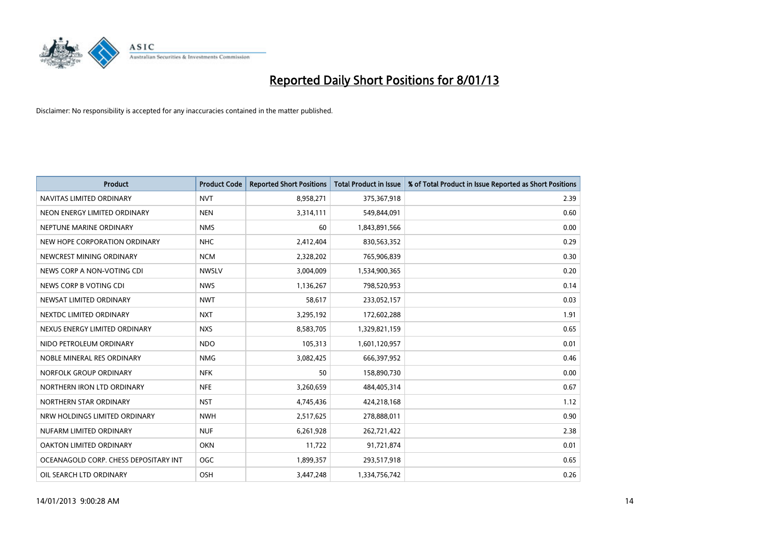# Reported Daily Short Positions for 8/01/13

Disclaimer: No responsibility is accepted for any inaccuracies contained in the matter published.

| Product | Product Code | Reported Short Positions | Total Product in Issue | % of Total Product in Issue Reported as Short Positions |
|---|---|---|---|---|
| NAVITAS LIMITED ORDINARY | NVT | 8,958,271 | 375,367,918 | 2.39 |
| NEON ENERGY LIMITED ORDINARY | NEN | 3,314,111 | 549,844,091 | 0.60 |
| NEPTUNE MARINE ORDINARY | NMS | 60 | 1,843,891,566 | 0.00 |
| NEW HOPE CORPORATION ORDINARY | NHC | 2,412,404 | 830,563,352 | 0.29 |
| NEWCREST MINING ORDINARY | NCM | 2,328,202 | 765,906,839 | 0.30 |
| NEWS CORP A NON-VOTING CDI | NWSLV | 3,004,009 | 1,534,900,365 | 0.20 |
| NEWS CORP B VOTING CDI | NWS | 1,136,267 | 798,520,953 | 0.14 |
| NEWSAT LIMITED ORDINARY | NWT | 58,617 | 233,052,157 | 0.03 |
| NEXTDC LIMITED ORDINARY | NXT | 3,295,192 | 172,602,288 | 1.91 |
| NEXUS ENERGY LIMITED ORDINARY | NXS | 8,583,705 | 1,329,821,159 | 0.65 |
| NIDO PETROLEUM ORDINARY | NDO | 105,313 | 1,601,120,957 | 0.01 |
| NOBLE MINERAL RES ORDINARY | NMG | 3,082,425 | 666,397,952 | 0.46 |
| NORFOLK GROUP ORDINARY | NFK | 50 | 158,890,730 | 0.00 |
| NORTHERN IRON LTD ORDINARY | NFE | 3,260,659 | 484,405,314 | 0.67 |
| NORTHERN STAR ORDINARY | NST | 4,745,436 | 424,218,168 | 1.12 |
| NRW HOLDINGS LIMITED ORDINARY | NWH | 2,517,625 | 278,888,011 | 0.90 |
| NUFARM LIMITED ORDINARY | NUF | 6,261,928 | 262,721,422 | 2.38 |
| OAKTON LIMITED ORDINARY | OKN | 11,722 | 91,721,874 | 0.01 |
| OCEANAGOLD CORP. CHESS DEPOSITARY INT | OGC | 1,899,357 | 293,517,918 | 0.65 |
| OIL SEARCH LTD ORDINARY | OSH | 3,447,248 | 1,334,756,742 | 0.26 |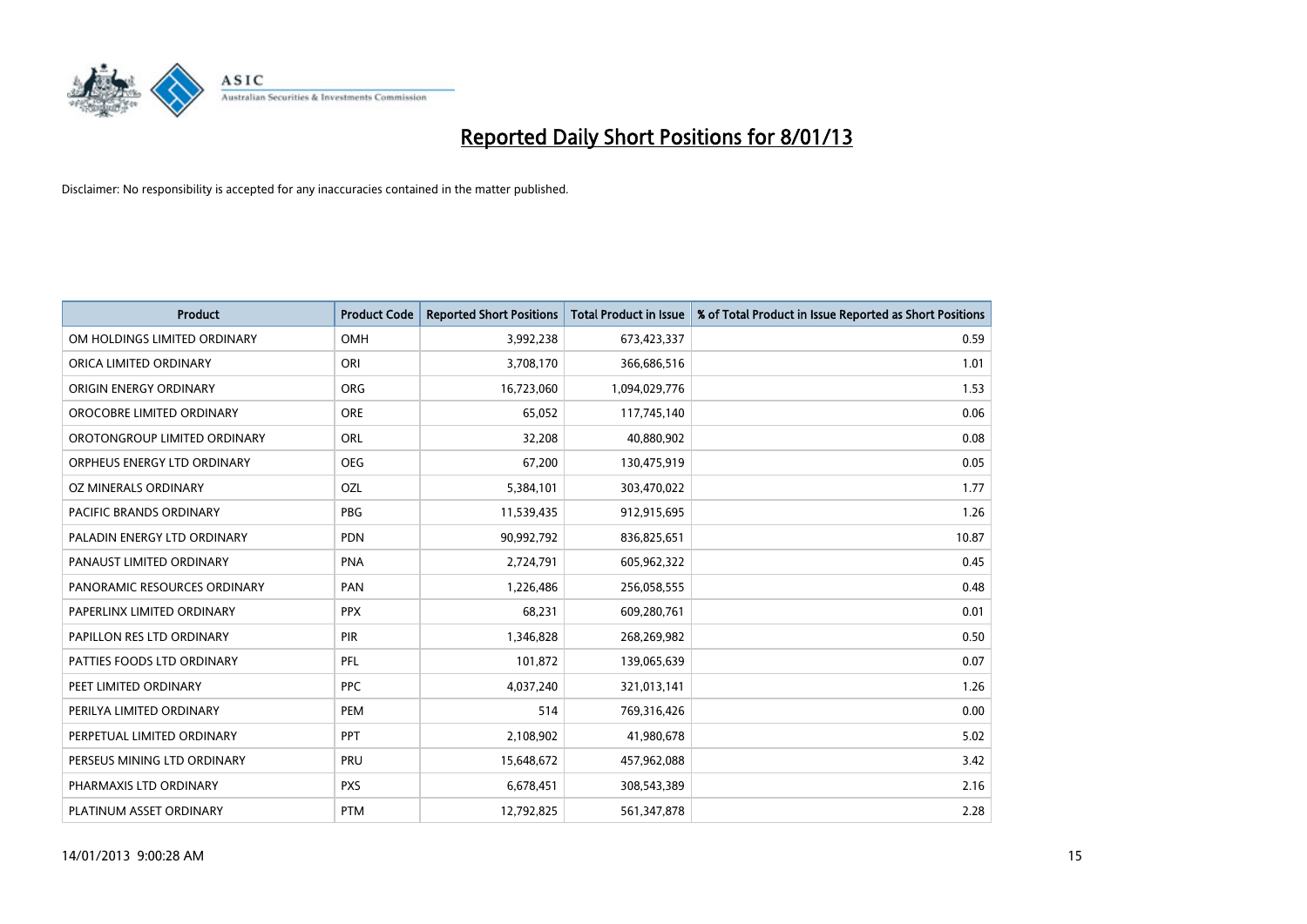# Reported Daily Short Positions for 8/01/13

Disclaimer: No responsibility is accepted for any inaccuracies contained in the matter published.

| Product | Product Code | Reported Short Positions | Total Product in Issue | % of Total Product in Issue Reported as Short Positions |
|---|---|---|---|---|
| OM HOLDINGS LIMITED ORDINARY | OMH | 3,992,238 | 673,423,337 | 0.59 |
| ORICA LIMITED ORDINARY | ORI | 3,708,170 | 366,686,516 | 1.01 |
| ORIGIN ENERGY ORDINARY | ORG | 16,723,060 | 1,094,029,776 | 1.53 |
| OROCOBRE LIMITED ORDINARY | ORE | 65,052 | 117,745,140 | 0.06 |
| OROTONGROUP LIMITED ORDINARY | ORL | 32,208 | 40,880,902 | 0.08 |
| ORPHEUS ENERGY LTD ORDINARY | OEG | 67,200 | 130,475,919 | 0.05 |
| OZ MINERALS ORDINARY | OZL | 5,384,101 | 303,470,022 | 1.77 |
| PACIFIC BRANDS ORDINARY | PBG | 11,539,435 | 912,915,695 | 1.26 |
| PALADIN ENERGY LTD ORDINARY | PDN | 90,992,792 | 836,825,651 | 10.87 |
| PANAUST LIMITED ORDINARY | PNA | 2,724,791 | 605,962,322 | 0.45 |
| PANORAMIC RESOURCES ORDINARY | PAN | 1,226,486 | 256,058,555 | 0.48 |
| PAPERLINX LIMITED ORDINARY | PPX | 68,231 | 609,280,761 | 0.01 |
| PAPILLON RES LTD ORDINARY | PIR | 1,346,828 | 268,269,982 | 0.50 |
| PATTIES FOODS LTD ORDINARY | PFL | 101,872 | 139,065,639 | 0.07 |
| PEET LIMITED ORDINARY | PPC | 4,037,240 | 321,013,141 | 1.26 |
| PERILYA LIMITED ORDINARY | PEM | 514 | 769,316,426 | 0.00 |
| PERPETUAL LIMITED ORDINARY | PPT | 2,108,902 | 41,980,678 | 5.02 |
| PERSEUS MINING LTD ORDINARY | PRU | 15,648,672 | 457,962,088 | 3.42 |
| PHARMAXIS LTD ORDINARY | PXS | 6,678,451 | 308,543,389 | 2.16 |
| PLATINUM ASSET ORDINARY | PTM | 12,792,825 | 561,347,878 | 2.28 |

14/01/2013 9:00:28 AM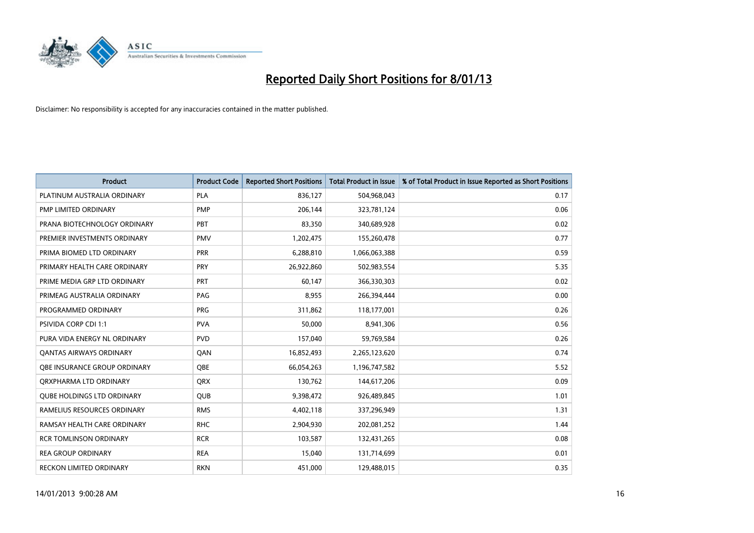# Reported Daily Short Positions for 8/01/13

Disclaimer: No responsibility is accepted for any inaccuracies contained in the matter published.

| Product | Product Code | Reported Short Positions | Total Product in Issue | % of Total Product in Issue Reported as Short Positions |
|---|---|---|---|---|
| PLATINUM AUSTRALIA ORDINARY | PLA | 836,127 | 504,968,043 | 0.17 |
| PMP LIMITED ORDINARY | PMP | 206,144 | 323,781,124 | 0.06 |
| PRANA BIOTECHNOLOGY ORDINARY | PBT | 83,350 | 340,689,928 | 0.02 |
| PREMIER INVESTMENTS ORDINARY | PMV | 1,202,475 | 155,260,478 | 0.77 |
| PRIMA BIOMED LTD ORDINARY | PRR | 6,288,810 | 1,066,063,388 | 0.59 |
| PRIMARY HEALTH CARE ORDINARY | PRY | 26,922,860 | 502,983,554 | 5.35 |
| PRIME MEDIA GRP LTD ORDINARY | PRT | 60,147 | 366,330,303 | 0.02 |
| PRIMEAG AUSTRALIA ORDINARY | PAG | 8,955 | 266,394,444 | 0.00 |
| PROGRAMMED ORDINARY | PRG | 311,862 | 118,177,001 | 0.26 |
| PSIVIDA CORP CDI 1:1 | PVA | 50,000 | 8,941,306 | 0.56 |
| PURA VIDA ENERGY NL ORDINARY | PVD | 157,040 | 59,769,584 | 0.26 |
| QANTAS AIRWAYS ORDINARY | QAN | 16,852,493 | 2,265,123,620 | 0.74 |
| QBE INSURANCE GROUP ORDINARY | QBE | 66,054,263 | 1,196,747,582 | 5.52 |
| QRXPHARMA LTD ORDINARY | QRX | 130,762 | 144,617,206 | 0.09 |
| QUBE HOLDINGS LTD ORDINARY | QUB | 9,398,472 | 926,489,845 | 1.01 |
| RAMELIUS RESOURCES ORDINARY | RMS | 4,402,118 | 337,296,949 | 1.31 |
| RAMSAY HEALTH CARE ORDINARY | RHC | 2,904,930 | 202,081,252 | 1.44 |
| RCR TOMLINSON ORDINARY | RCR | 103,587 | 132,431,265 | 0.08 |
| REA GROUP ORDINARY | REA | 15,040 | 131,714,699 | 0.01 |
| RECKON LIMITED ORDINARY | RKN | 451,000 | 129,488,015 | 0.35 |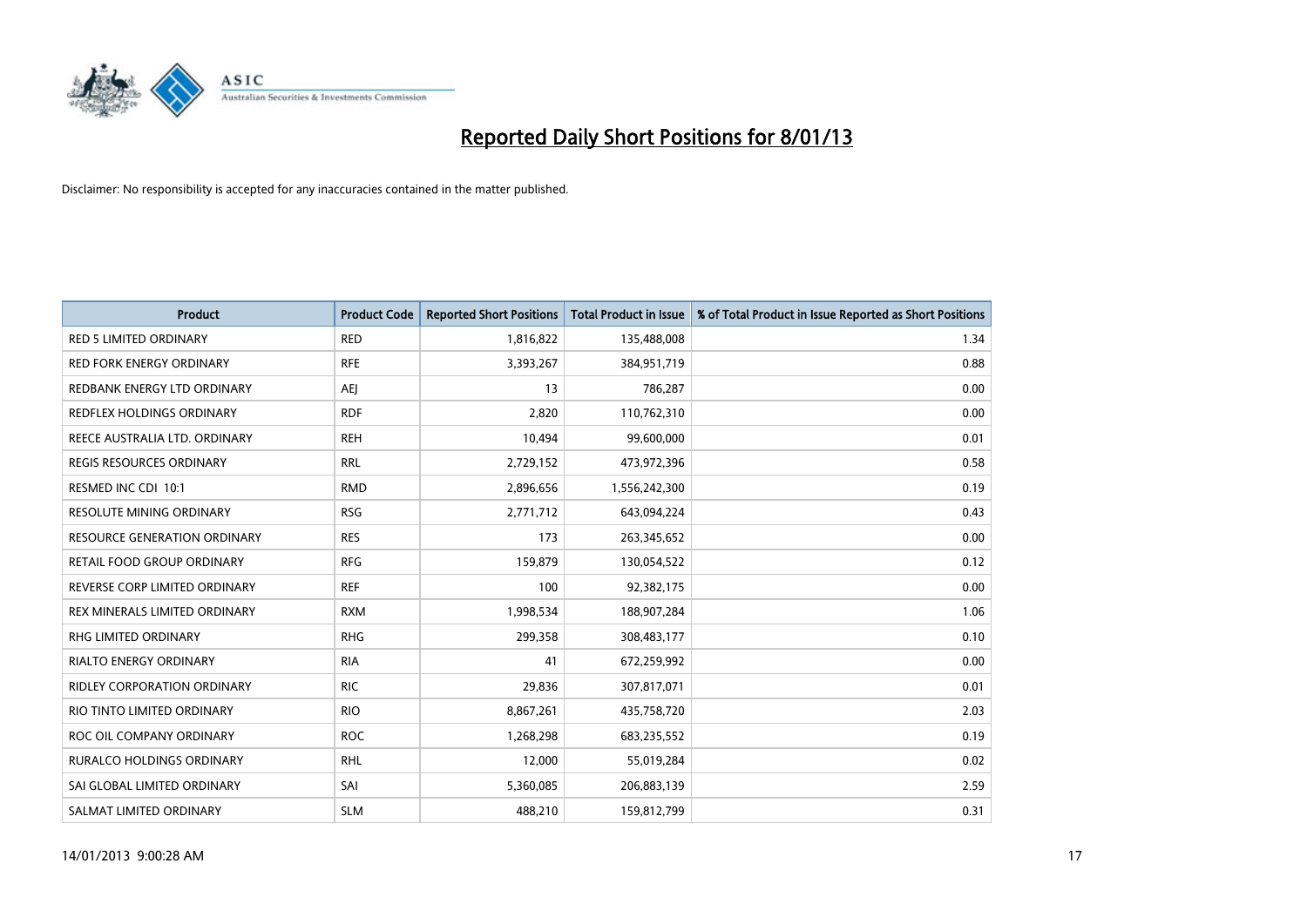# Reported Daily Short Positions for 8/01/13

Disclaimer: No responsibility is accepted for any inaccuracies contained in the matter published.

| Product | Product Code | Reported Short Positions | Total Product in Issue | % of Total Product in Issue Reported as Short Positions |
|---|---|---|---|---|
| RED 5 LIMITED ORDINARY | RED | 1,816,822 | 135,488,008 | 1.34 |
| RED FORK ENERGY ORDINARY | RFE | 3,393,267 | 384,951,719 | 0.88 |
| REDBANK ENERGY LTD ORDINARY | AEJ | 13 | 786,287 | 0.00 |
| REDFLEX HOLDINGS ORDINARY | RDF | 2,820 | 110,762,310 | 0.00 |
| REECE AUSTRALIA LTD. ORDINARY | REH | 10,494 | 99,600,000 | 0.01 |
| REGIS RESOURCES ORDINARY | RRL | 2,729,152 | 473,972,396 | 0.58 |
| RESMED INC CDI 10:1 | RMD | 2,896,656 | 1,556,242,300 | 0.19 |
| RESOLUTE MINING ORDINARY | RSG | 2,771,712 | 643,094,224 | 0.43 |
| RESOURCE GENERATION ORDINARY | RES | 173 | 263,345,652 | 0.00 |
| RETAIL FOOD GROUP ORDINARY | RFG | 159,879 | 130,054,522 | 0.12 |
| REVERSE CORP LIMITED ORDINARY | REF | 100 | 92,382,175 | 0.00 |
| REX MINERALS LIMITED ORDINARY | RXM | 1,998,534 | 188,907,284 | 1.06 |
| RHG LIMITED ORDINARY | RHG | 299,358 | 308,483,177 | 0.10 |
| RIALTO ENERGY ORDINARY | RIA | 41 | 672,259,992 | 0.00 |
| RIDLEY CORPORATION ORDINARY | RIC | 29,836 | 307,817,071 | 0.01 |
| RIO TINTO LIMITED ORDINARY | RIO | 8,867,261 | 435,758,720 | 2.03 |
| ROC OIL COMPANY ORDINARY | ROC | 1,268,298 | 683,235,552 | 0.19 |
| RURALCO HOLDINGS ORDINARY | RHL | 12,000 | 55,019,284 | 0.02 |
| SAI GLOBAL LIMITED ORDINARY | SAI | 5,360,085 | 206,883,139 | 2.59 |
| SALMAT LIMITED ORDINARY | SLM | 488,210 | 159,812,799 | 0.31 |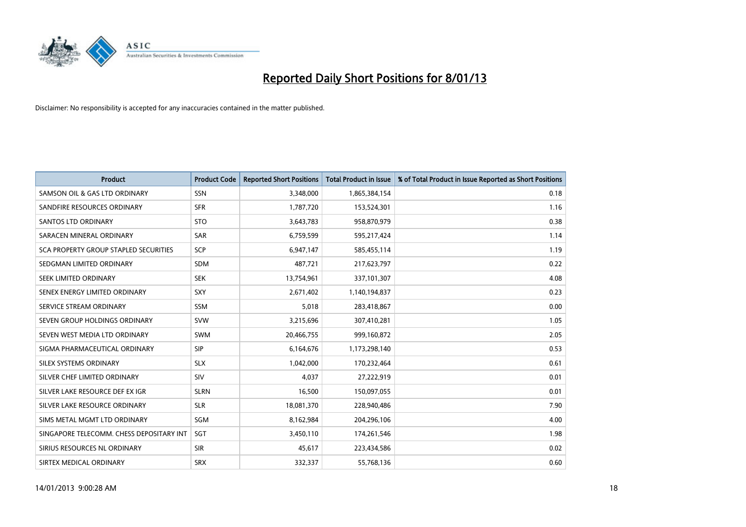# Reported Daily Short Positions for 8/01/13

Disclaimer: No responsibility is accepted for any inaccuracies contained in the matter published.

| Product | Product Code | Reported Short Positions | Total Product in Issue | % of Total Product in Issue Reported as Short Positions |
|---|---|---|---|---|
| SAMSON OIL & GAS LTD ORDINARY | SSN | 3,348,000 | 1,865,384,154 | 0.18 |
| SANDFIRE RESOURCES ORDINARY | SFR | 1,787,720 | 153,524,301 | 1.16 |
| SANTOS LTD ORDINARY | STO | 3,643,783 | 958,870,979 | 0.38 |
| SARACEN MINERAL ORDINARY | SAR | 6,759,599 | 595,217,424 | 1.14 |
| SCA PROPERTY GROUP STAPLED SECURITIES | SCP | 6,947,147 | 585,455,114 | 1.19 |
| SEDGMAN LIMITED ORDINARY | SDM | 487,721 | 217,623,797 | 0.22 |
| SEEK LIMITED ORDINARY | SEK | 13,754,961 | 337,101,307 | 4.08 |
| SENEX ENERGY LIMITED ORDINARY | SXY | 2,671,402 | 1,140,194,837 | 0.23 |
| SERVICE STREAM ORDINARY | SSM | 5,018 | 283,418,867 | 0.00 |
| SEVEN GROUP HOLDINGS ORDINARY | SVW | 3,215,696 | 307,410,281 | 1.05 |
| SEVEN WEST MEDIA LTD ORDINARY | SWM | 20,466,755 | 999,160,872 | 2.05 |
| SIGMA PHARMACEUTICAL ORDINARY | SIP | 6,164,676 | 1,173,298,140 | 0.53 |
| SILEX SYSTEMS ORDINARY | SLX | 1,042,000 | 170,232,464 | 0.61 |
| SILVER CHEF LIMITED ORDINARY | SIV | 4,037 | 27,222,919 | 0.01 |
| SILVER LAKE RESOURCE DEF EX IGR | SLRN | 16,500 | 150,097,055 | 0.01 |
| SILVER LAKE RESOURCE ORDINARY | SLR | 18,081,370 | 228,940,486 | 7.90 |
| SIMS METAL MGMT LTD ORDINARY | SGM | 8,162,984 | 204,296,106 | 4.00 |
| SINGAPORE TELECOMM. CHESS DEPOSITARY INT | SGT | 3,450,110 | 174,261,546 | 1.98 |
| SIRIUS RESOURCES NL ORDINARY | SIR | 45,617 | 223,434,586 | 0.02 |
| SIRTEX MEDICAL ORDINARY | SRX | 332,337 | 55,768,136 | 0.60 |

14/01/2013 9:00:28 AM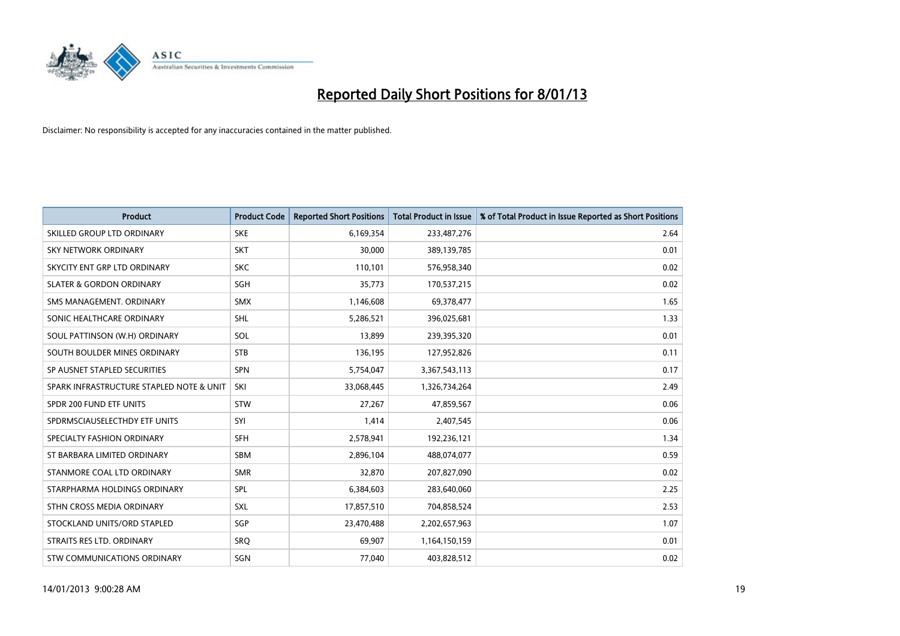# Reported Daily Short Positions for 8/01/13

Disclaimer: No responsibility is accepted for any inaccuracies contained in the matter published.

| Product | Product Code | Reported Short Positions | Total Product in Issue | % of Total Product in Issue Reported as Short Positions |
|---|---|---|---|---|
| SKILLED GROUP LTD ORDINARY | SKE | 6,169,354 | 233,487,276 | 2.64 |
| SKY NETWORK ORDINARY | SKT | 30,000 | 389,139,785 | 0.01 |
| SKYCITY ENT GRP LTD ORDINARY | SKC | 110,101 | 576,958,340 | 0.02 |
| SLATER & GORDON ORDINARY | SGH | 35,773 | 170,537,215 | 0.02 |
| SMS MANAGEMENT. ORDINARY | SMX | 1,146,608 | 69,378,477 | 1.65 |
| SONIC HEALTHCARE ORDINARY | SHL | 5,286,521 | 396,025,681 | 1.33 |
| SOUL PATTINSON (W.H) ORDINARY | SOL | 13,899 | 239,395,320 | 0.01 |
| SOUTH BOULDER MINES ORDINARY | STB | 136,195 | 127,952,826 | 0.11 |
| SP AUSNET STAPLED SECURITIES | SPN | 5,754,047 | 3,367,543,113 | 0.17 |
| SPARK INFRASTRUCTURE STAPLED NOTE & UNIT | SKI | 33,068,445 | 1,326,734,264 | 2.49 |
| SPDR 200 FUND ETF UNITS | STW | 27,267 | 47,859,567 | 0.06 |
| SPDRMSCIAUSELECTHDY ETF UNITS | SYI | 1,414 | 2,407,545 | 0.06 |
| SPECIALTY FASHION ORDINARY | SFH | 2,578,941 | 192,236,121 | 1.34 |
| ST BARBARA LIMITED ORDINARY | SBM | 2,896,104 | 488,074,077 | 0.59 |
| STANMORE COAL LTD ORDINARY | SMR | 32,870 | 207,827,090 | 0.02 |
| STARPHARMA HOLDINGS ORDINARY | SPL | 6,384,603 | 283,640,060 | 2.25 |
| STHN CROSS MEDIA ORDINARY | SXL | 17,857,510 | 704,858,524 | 2.53 |
| STOCKLAND UNITS/ORD STAPLED | SGP | 23,470,488 | 2,202,657,963 | 1.07 |
| STRAITS RES LTD. ORDINARY | SRQ | 69,907 | 1,164,150,159 | 0.01 |
| STW COMMUNICATIONS ORDINARY | SGN | 77,040 | 403,828,512 | 0.02 |

14/01/2013 9:00:28 AM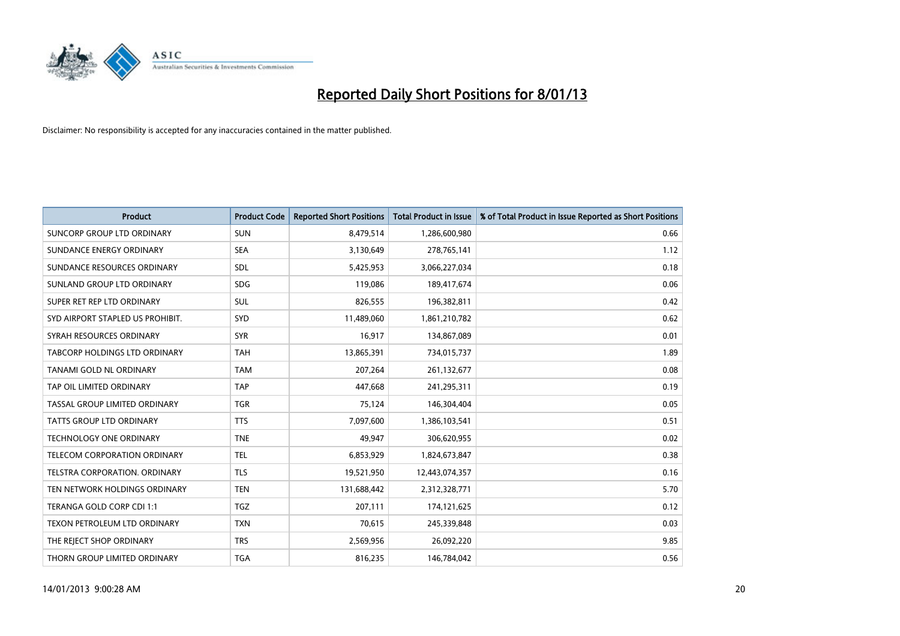# Reported Daily Short Positions for 8/01/13

Disclaimer: No responsibility is accepted for any inaccuracies contained in the matter published.

| Product | Product Code | Reported Short Positions | Total Product in Issue | % of Total Product in Issue Reported as Short Positions |
|---|---|---|---|---|
| SUNCORP GROUP LTD ORDINARY | SUN | 8,479,514 | 1,286,600,980 | 0.66 |
| SUNDANCE ENERGY ORDINARY | SEA | 3,130,649 | 278,765,141 | 1.12 |
| SUNDANCE RESOURCES ORDINARY | SDL | 5,425,953 | 3,066,227,034 | 0.18 |
| SUNLAND GROUP LTD ORDINARY | SDG | 119,086 | 189,417,674 | 0.06 |
| SUPER RET REP LTD ORDINARY | SUL | 826,555 | 196,382,811 | 0.42 |
| SYD AIRPORT STAPLED US PROHIBIT. | SYD | 11,489,060 | 1,861,210,782 | 0.62 |
| SYRAH RESOURCES ORDINARY | SYR | 16,917 | 134,867,089 | 0.01 |
| TABCORP HOLDINGS LTD ORDINARY | TAH | 13,865,391 | 734,015,737 | 1.89 |
| TANAMI GOLD NL ORDINARY | TAM | 207,264 | 261,132,677 | 0.08 |
| TAP OIL LIMITED ORDINARY | TAP | 447,668 | 241,295,311 | 0.19 |
| TASSAL GROUP LIMITED ORDINARY | TGR | 75,124 | 146,304,404 | 0.05 |
| TATTS GROUP LTD ORDINARY | TTS | 7,097,600 | 1,386,103,541 | 0.51 |
| TECHNOLOGY ONE ORDINARY | TNE | 49,947 | 306,620,955 | 0.02 |
| TELECOM CORPORATION ORDINARY | TEL | 6,853,929 | 1,824,673,847 | 0.38 |
| TELSTRA CORPORATION. ORDINARY | TLS | 19,521,950 | 12,443,074,357 | 0.16 |
| TEN NETWORK HOLDINGS ORDINARY | TEN | 131,688,442 | 2,312,328,771 | 5.70 |
| TERANGA GOLD CORP CDI 1:1 | TGZ | 207,111 | 174,121,625 | 0.12 |
| TEXON PETROLEUM LTD ORDINARY | TXN | 70,615 | 245,339,848 | 0.03 |
| THE REJECT SHOP ORDINARY | TRS | 2,569,956 | 26,092,220 | 9.85 |
| THORN GROUP LIMITED ORDINARY | TGA | 816,235 | 146,784,042 | 0.56 |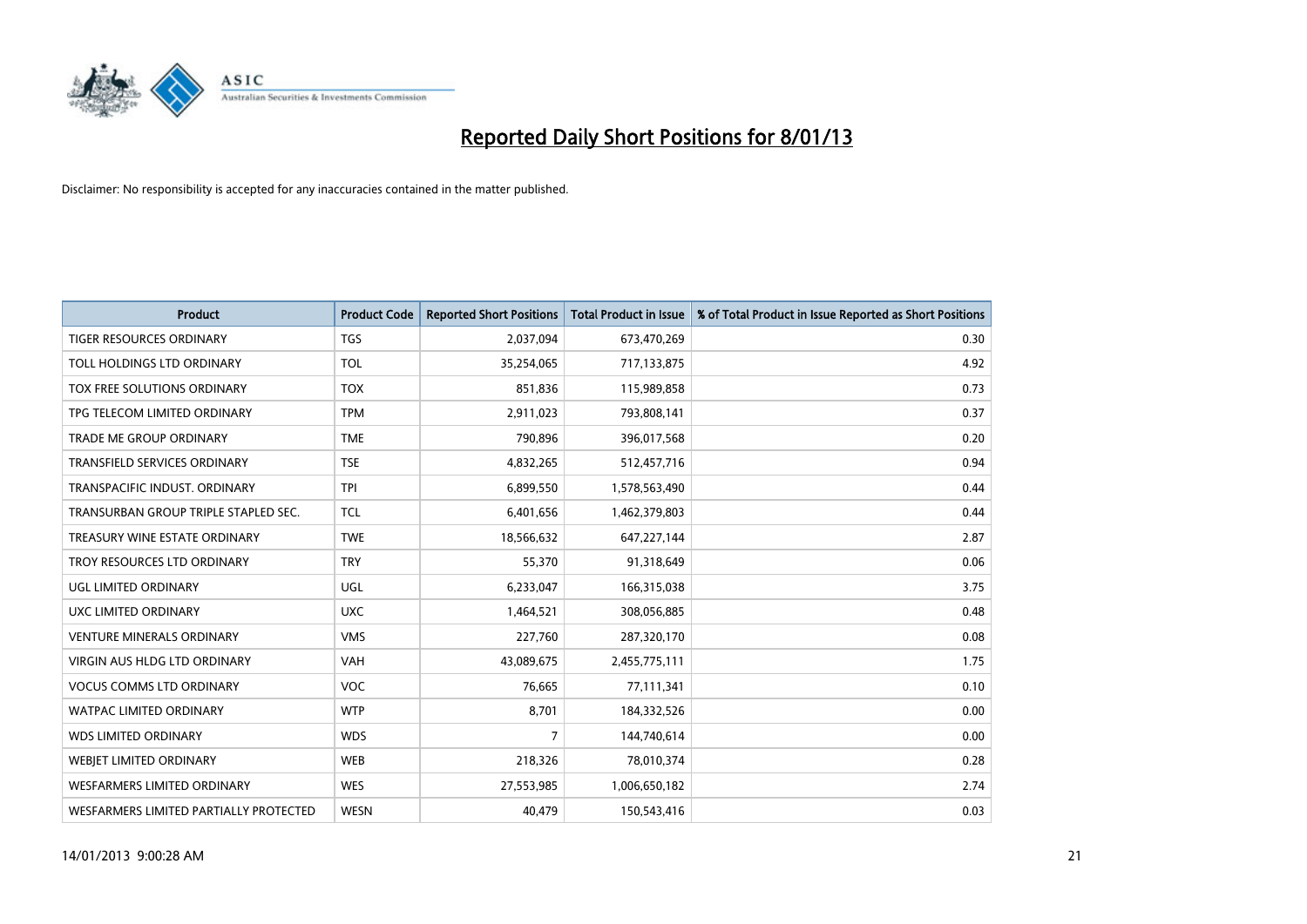# Reported Daily Short Positions for 8/01/13

Disclaimer: No responsibility is accepted for any inaccuracies contained in the matter published.

| Product | Product Code | Reported Short Positions | Total Product in Issue | % of Total Product in Issue Reported as Short Positions |
|---|---|---|---|---|
| TIGER RESOURCES ORDINARY | TGS | 2,037,094 | 673,470,269 | 0.30 |
| TOLL HOLDINGS LTD ORDINARY | TOL | 35,254,065 | 717,133,875 | 4.92 |
| TOX FREE SOLUTIONS ORDINARY | TOX | 851,836 | 115,989,858 | 0.73 |
| TPG TELECOM LIMITED ORDINARY | TPM | 2,911,023 | 793,808,141 | 0.37 |
| TRADE ME GROUP ORDINARY | TME | 790,896 | 396,017,568 | 0.20 |
| TRANSFIELD SERVICES ORDINARY | TSE | 4,832,265 | 512,457,716 | 0.94 |
| TRANSPACIFIC INDUST. ORDINARY | TPI | 6,899,550 | 1,578,563,490 | 0.44 |
| TRANSURBAN GROUP TRIPLE STAPLED SEC. | TCL | 6,401,656 | 1,462,379,803 | 0.44 |
| TREASURY WINE ESTATE ORDINARY | TWE | 18,566,632 | 647,227,144 | 2.87 |
| TROY RESOURCES LTD ORDINARY | TRY | 55,370 | 91,318,649 | 0.06 |
| UGL LIMITED ORDINARY | UGL | 6,233,047 | 166,315,038 | 3.75 |
| UXC LIMITED ORDINARY | UXC | 1,464,521 | 308,056,885 | 0.48 |
| VENTURE MINERALS ORDINARY | VMS | 227,760 | 287,320,170 | 0.08 |
| VIRGIN AUS HLDG LTD ORDINARY | VAH | 43,089,675 | 2,455,775,111 | 1.75 |
| VOCUS COMMS LTD ORDINARY | VOC | 76,665 | 77,111,341 | 0.10 |
| WATPAC LIMITED ORDINARY | WTP | 8,701 | 184,332,526 | 0.00 |
| WDS LIMITED ORDINARY | WDS | 7 | 144,740,614 | 0.00 |
| WEBJET LIMITED ORDINARY | WEB | 218,326 | 78,010,374 | 0.28 |
| WESFARMERS LIMITED ORDINARY | WES | 27,553,985 | 1,006,650,182 | 2.74 |
| WESFARMERS LIMITED PARTIALLY PROTECTED | WESN | 40,479 | 150,543,416 | 0.03 |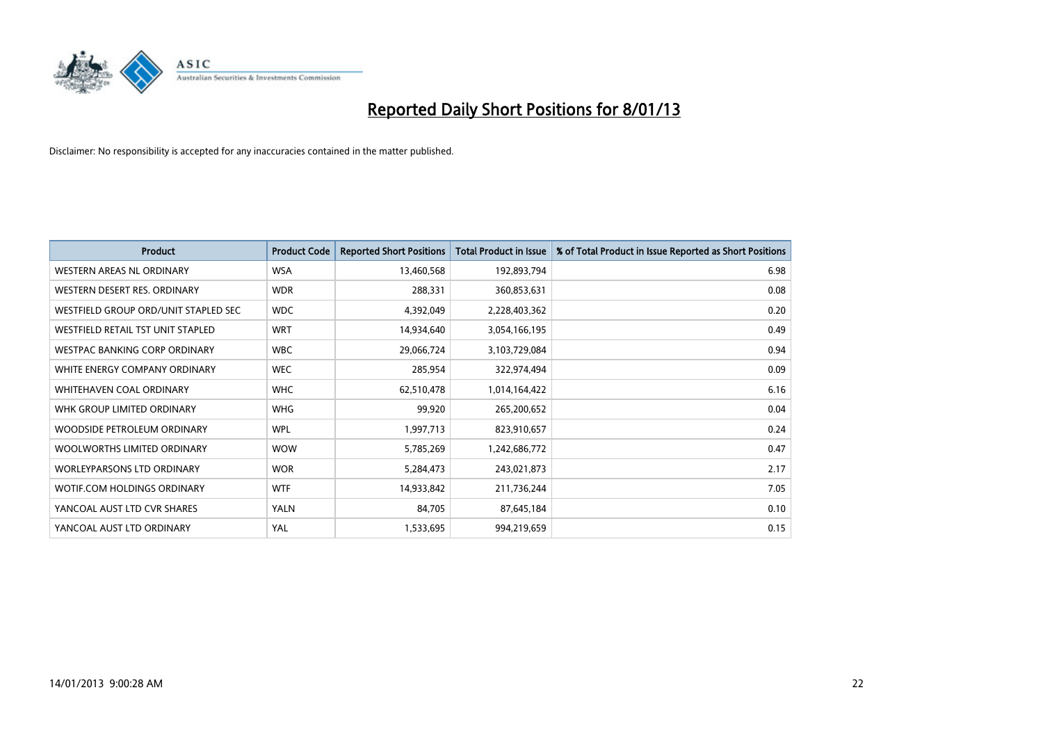# Reported Daily Short Positions for 8/01/13

Disclaimer: No responsibility is accepted for any inaccuracies contained in the matter published.

| Product | Product Code | Reported Short Positions | Total Product in Issue | % of Total Product in Issue Reported as Short Positions |
|---|---|---|---|---|
| WESTERN AREAS NL ORDINARY | WSA | 13,460,568 | 192,893,794 | 6.98 |
| WESTERN DESERT RES. ORDINARY | WDR | 288,331 | 360,853,631 | 0.08 |
| WESTFIELD GROUP ORD/UNIT STAPLED SEC | WDC | 4,392,049 | 2,228,403,362 | 0.20 |
| WESTFIELD RETAIL TST UNIT STAPLED | WRT | 14,934,640 | 3,054,166,195 | 0.49 |
| WESTPAC BANKING CORP ORDINARY | WBC | 29,066,724 | 3,103,729,084 | 0.94 |
| WHITE ENERGY COMPANY ORDINARY | WEC | 285,954 | 322,974,494 | 0.09 |
| WHITEHAVEN COAL ORDINARY | WHC | 62,510,478 | 1,014,164,422 | 6.16 |
| WHK GROUP LIMITED ORDINARY | WHG | 99,920 | 265,200,652 | 0.04 |
| WOODSIDE PETROLEUM ORDINARY | WPL | 1,997,713 | 823,910,657 | 0.24 |
| WOOLWORTHS LIMITED ORDINARY | WOW | 5,785,269 | 1,242,686,772 | 0.47 |
| WORLEYPARSONS LTD ORDINARY | WOR | 5,284,473 | 243,021,873 | 2.17 |
| WOTIF.COM HOLDINGS ORDINARY | WTF | 14,933,842 | 211,736,244 | 7.05 |
| YANCOAL AUST LTD CVR SHARES | YALN | 84,705 | 87,645,184 | 0.10 |
| YANCOAL AUST LTD ORDINARY | YAL | 1,533,695 | 994,219,659 | 0.15 |